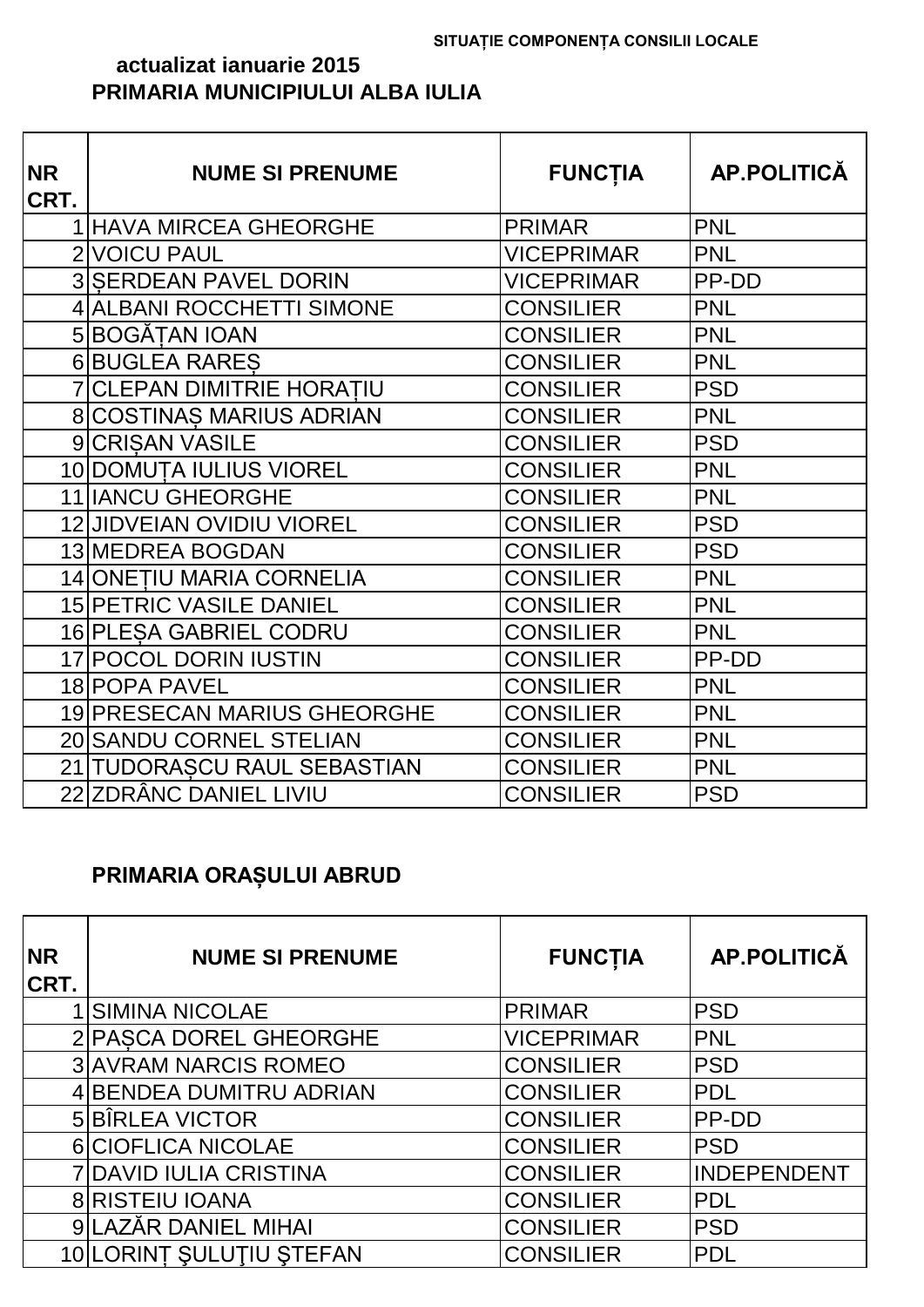SITUAȚIE COMPONENȚA CONSILII LOCALE

**actualizat ianuarie 2015**

## PRIMARIA MUNICIPIULUI ALBA IULIA

| NR CRT. | NUME SI PRENUME | FUNCȚIA | AP.POLITICĂ |
|---|---|---|---|
| 1 | HAVA MIRCEA GHEORGHE | PRIMAR | PNL |
| 2 | VOICU PAUL | VICEPRIMAR | PNL |
| 3 | ȘERDEAN PAVEL DORIN | VICEPRIMAR | PP-DD |
| 4 | ALBANI ROCCHETTI SIMONE | CONSILIER | PNL |
| 5 | BOGĂȚAN IOAN | CONSILIER | PNL |
| 6 | BUGLEA RAREȘ | CONSILIER | PNL |
| 7 | CLEPAN DIMITRIE HORAȚIU | CONSILIER | PSD |
| 8 | COSTINAȘ MARIUS ADRIAN | CONSILIER | PNL |
| 9 | CRIȘAN VASILE | CONSILIER | PSD |
| 10 | DOMUȚA IULIUS VIOREL | CONSILIER | PNL |
| 11 | IANCU GHEORGHE | CONSILIER | PNL |
| 12 | JIDVEIAN OVIDIU VIOREL | CONSILIER | PSD |
| 13 | MEDREA BOGDAN | CONSILIER | PSD |
| 14 | ONEȚIU MARIA CORNELIA | CONSILIER | PNL |
| 15 | PETRIC VASILE DANIEL | CONSILIER | PNL |
| 16 | PLEȘA GABRIEL CODRU | CONSILIER | PNL |
| 17 | POCOL DORIN IUSTIN | CONSILIER | PP-DD |
| 18 | POPA PAVEL | CONSILIER | PNL |
| 19 | PRESECAN MARIUS GHEORGHE | CONSILIER | PNL |
| 20 | SANDU CORNEL STELIAN | CONSILIER | PNL |
| 21 | TUDORAȘCU RAUL SEBASTIAN | CONSILIER | PNL |
| 22 | ZDRÂNC DANIEL LIVIU | CONSILIER | PSD |

## PRIMARIA ORAȘULUI ABRUD

| NR CRT. | NUME SI PRENUME | FUNCȚIA | AP.POLITICĂ |
|---|---|---|---|
| 1 | SIMINA NICOLAE | PRIMAR | PSD |
| 2 | PAȘCA DOREL GHEORGHE | VICEPRIMAR | PNL |
| 3 | AVRAM NARCIS ROMEO | CONSILIER | PSD |
| 4 | BENDEA DUMITRU ADRIAN | CONSILIER | PDL |
| 5 | BÎRLEA VICTOR | CONSILIER | PP-DD |
| 6 | CIOFLICA NICOLAE | CONSILIER | PSD |
| 7 | DAVID IULIA CRISTINA | CONSILIER | INDEPENDENT |
| 8 | RISTEIU IOANA | CONSILIER | PDL |
| 9 | LAZĂR DANIEL MIHAI | CONSILIER | PSD |
| 10 | LORINȚ ŞULUŢIU ŞTEFAN | CONSILIER | PDL |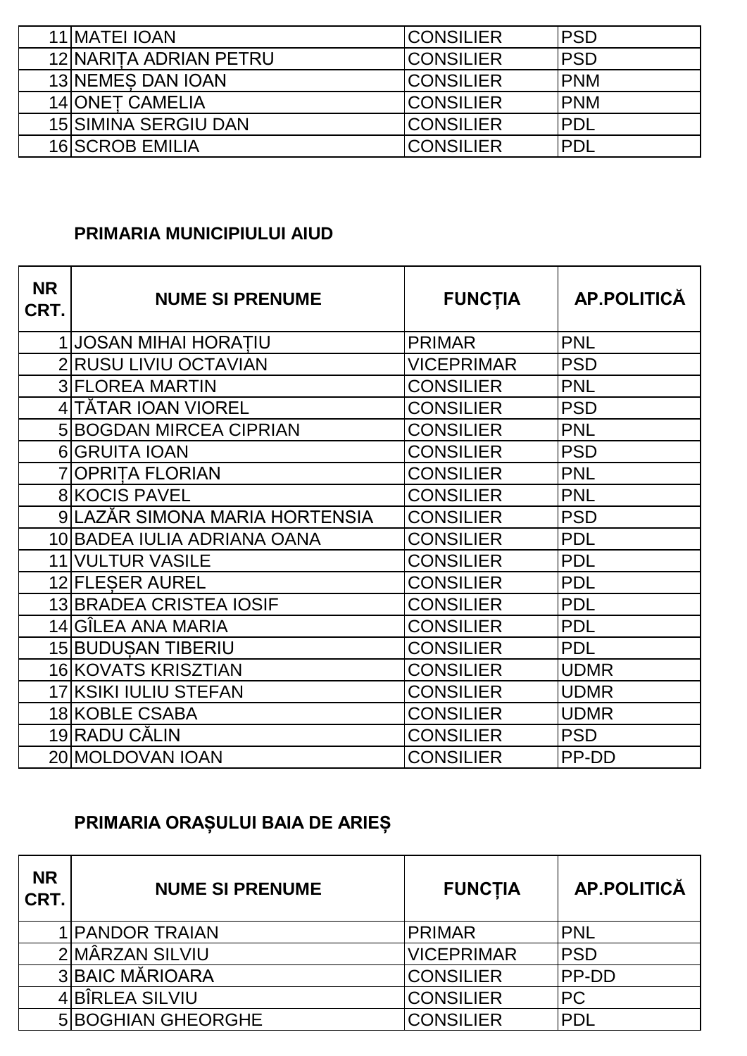| NR CRT. | NUME SI PRENUME | FUNCȚIA | AP.POLITICĂ |
|---|---|---|---|
| 11 | MATEI IOAN | CONSILIER | PSD |
| 12 | NARIȚA ADRIAN PETRU | CONSILIER | PSD |
| 13 | NEMEȘ DAN IOAN | CONSILIER | PNM |
| 14 | ONEȚ CAMELIA | CONSILIER | PNM |
| 15 | SIMINA SERGIU DAN | CONSILIER | PDL |
| 16 | SCROB EMILIA | CONSILIER | PDL |

**PRIMARIA MUNICIPIULUI AIUD**

| NR CRT. | NUME SI PRENUME | FUNCȚIA | AP.POLITICĂ |
|---|---|---|---|
| 1 | JOSAN MIHAI HORAȚIU | PRIMAR | PNL |
| 2 | RUSU LIVIU OCTAVIAN | VICEPRIMAR | PSD |
| 3 | FLOREA MARTIN | CONSILIER | PNL |
| 4 | TĂTAR IOAN VIOREL | CONSILIER | PSD |
| 5 | BOGDAN MIRCEA CIPRIAN | CONSILIER | PNL |
| 6 | GRUITA IOAN | CONSILIER | PSD |
| 7 | OPRIȚA FLORIAN | CONSILIER | PNL |
| 8 | KOCIS PAVEL | CONSILIER | PNL |
| 9 | LAZĂR SIMONA MARIA HORTENSIA | CONSILIER | PSD |
| 10 | BADEA IULIA ADRIANA OANA | CONSILIER | PDL |
| 11 | VULTUR VASILE | CONSILIER | PDL |
| 12 | FLEȘER AUREL | CONSILIER | PDL |
| 13 | BRADEA CRISTEA IOSIF | CONSILIER | PDL |
| 14 | GÎLEA ANA MARIA | CONSILIER | PDL |
| 15 | BUDUȘAN TIBERIU | CONSILIER | PDL |
| 16 | KOVATS KRISZTIAN | CONSILIER | UDMR |
| 17 | KSIKI IULIU STEFAN | CONSILIER | UDMR |
| 18 | KOBLE CSABA | CONSILIER | UDMR |
| 19 | RADU CĂLIN | CONSILIER | PSD |
| 20 | MOLDOVAN IOAN | CONSILIER | PP-DD |

**PRIMARIA ORAȘULUI BAIA DE ARIEȘ**

| NR CRT. | NUME SI PRENUME | FUNCȚIA | AP.POLITICĂ |
|---|---|---|---|
| 1 | PANDOR TRAIAN | PRIMAR | PNL |
| 2 | MÂRZAN SILVIU | VICEPRIMAR | PSD |
| 3 | BAIC MĂRIOARA | CONSILIER | PP-DD |
| 4 | BÎRLEA SILVIU | CONSILIER | PC |
| 5 | BOGHIAN GHEORGHE | CONSILIER | PDL |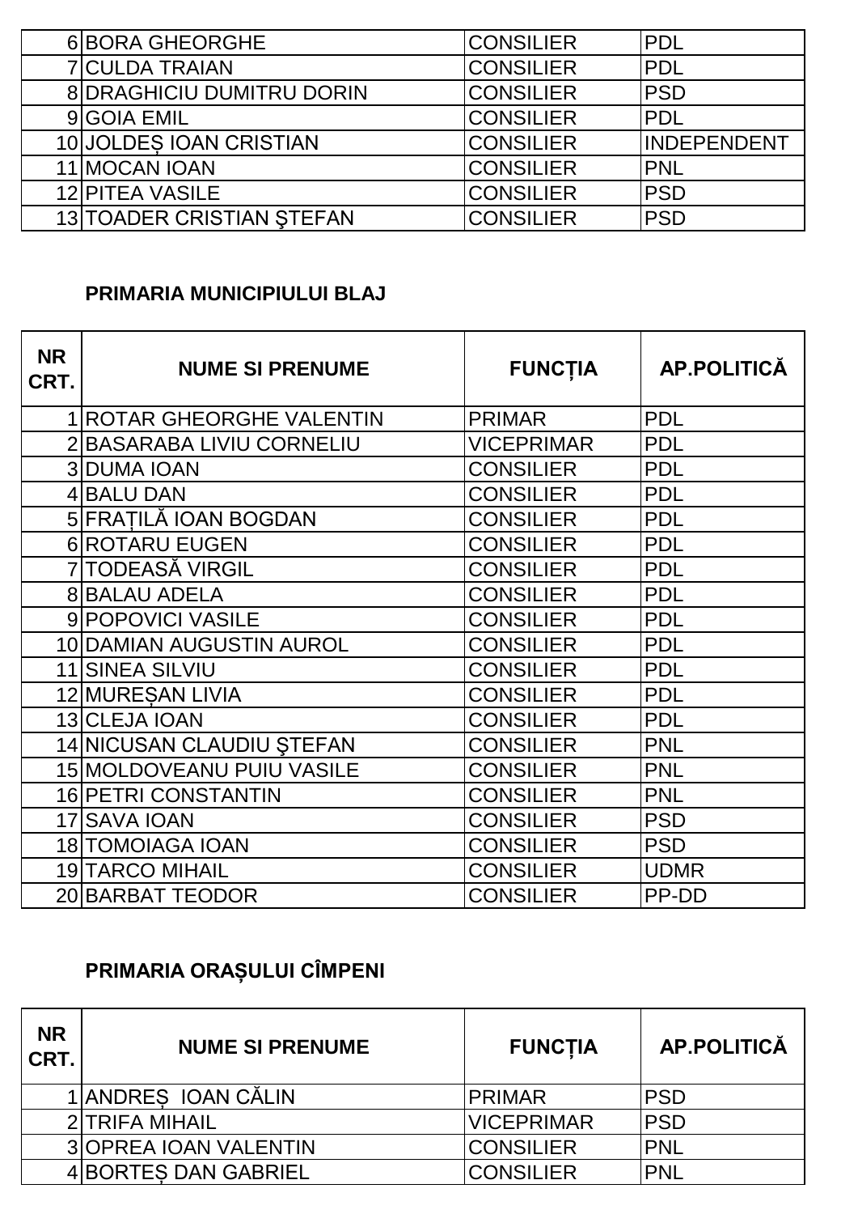| | | | |
|---|---|---|---|
| 6 | BORA GHEORGHE | CONSILIER | PDL |
| 7 | CULDA TRAIAN | CONSILIER | PDL |
| 8 | DRAGHICIU DUMITRU DORIN | CONSILIER | PSD |
| 9 | GOIA EMIL | CONSILIER | PDL |
| 10 | JOLDEȘ IOAN CRISTIAN | CONSILIER | INDEPENDENT |
| 11 | MOCAN IOAN | CONSILIER | PNL |
| 12 | PITEA VASILE | CONSILIER | PSD |
| 13 | TOADER CRISTIAN ŞTEFAN | CONSILIER | PSD |

**PRIMARIA MUNICIPIULUI BLAJ**

| NR CRT. | NUME SI PRENUME | FUNCȚIA | AP.POLITICĂ |
|---|---|---|---|
| 1 | ROTAR GHEORGHE VALENTIN | PRIMAR | PDL |
| 2 | BASARABA LIVIU CORNELIU | VICEPRIMAR | PDL |
| 3 | DUMA IOAN | CONSILIER | PDL |
| 4 | BALU DAN | CONSILIER | PDL |
| 5 | FRAȚILĂ IOAN BOGDAN | CONSILIER | PDL |
| 6 | ROTARU EUGEN | CONSILIER | PDL |
| 7 | TODEASĂ VIRGIL | CONSILIER | PDL |
| 8 | BALAU ADELA | CONSILIER | PDL |
| 9 | POPOVICI VASILE | CONSILIER | PDL |
| 10 | DAMIAN AUGUSTIN AUROL | CONSILIER | PDL |
| 11 | SINEA SILVIU | CONSILIER | PDL |
| 12 | MUREȘAN LIVIA | CONSILIER | PDL |
| 13 | CLEJA IOAN | CONSILIER | PDL |
| 14 | NICUSAN CLAUDIU ŞTEFAN | CONSILIER | PNL |
| 15 | MOLDOVEANU PUIU VASILE | CONSILIER | PNL |
| 16 | PETRI CONSTANTIN | CONSILIER | PNL |
| 17 | SAVA IOAN | CONSILIER | PSD |
| 18 | TOMOIAGA IOAN | CONSILIER | PSD |
| 19 | TARCO MIHAIL | CONSILIER | UDMR |
| 20 | BARBAT TEODOR | CONSILIER | PP-DD |

**PRIMARIA ORAȘULUI CÎMPENI**

| NR CRT. | NUME SI PRENUME | FUNCȚIA | AP.POLITICĂ |
|---|---|---|---|
| 1 | ANDREȘ IOAN CĂLIN | PRIMAR | PSD |
| 2 | TRIFA MIHAIL | VICEPRIMAR | PSD |
| 3 | OPREA IOAN VALENTIN | CONSILIER | PNL |
| 4 | BORTEȘ DAN GABRIEL | CONSILIER | PNL |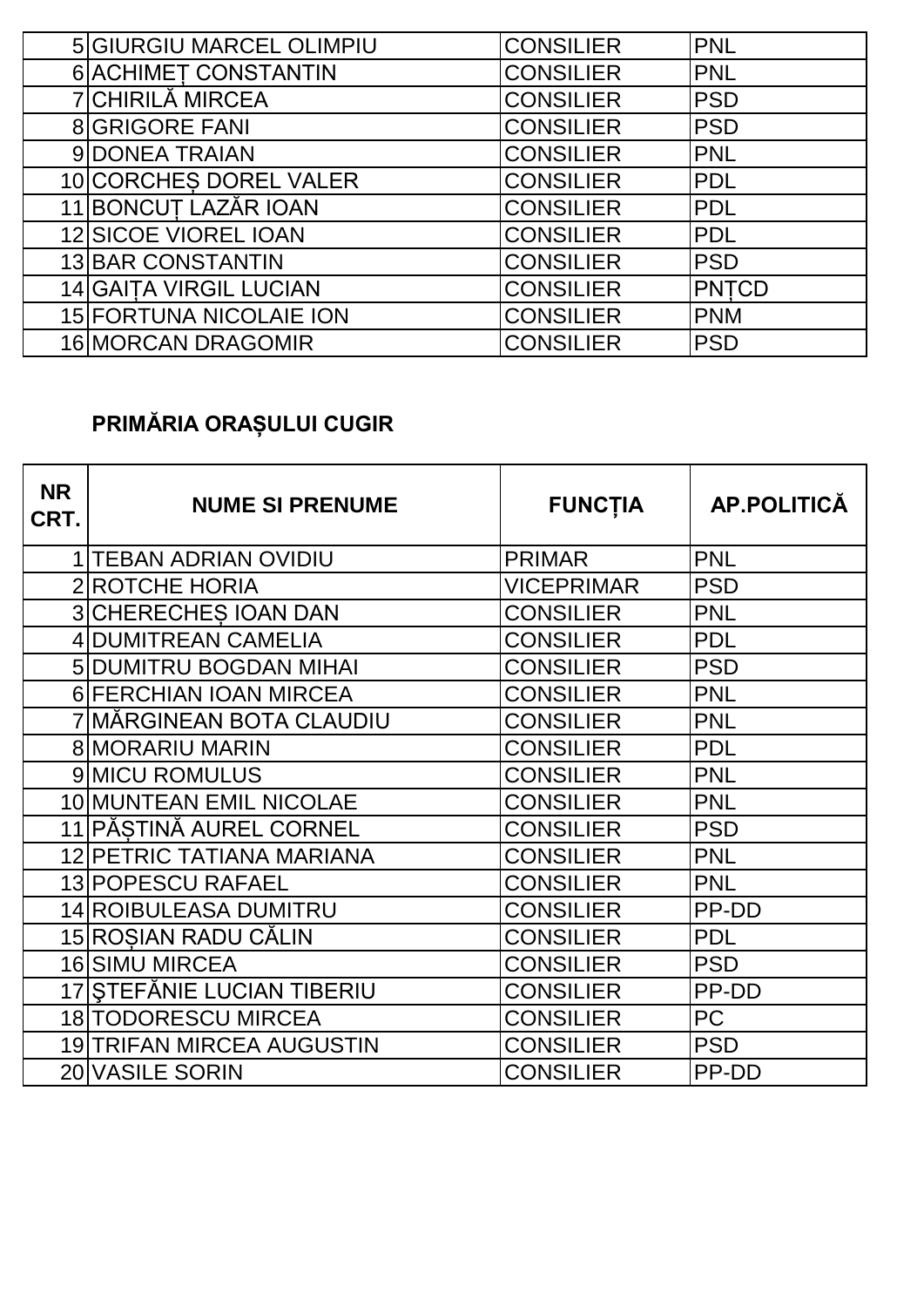| | | | |
|---|---|---|---|
| 5 | GIURGIU MARCEL OLIMPIU | CONSILIER | PNL |
| 6 | ACHIMEȚ CONSTANTIN | CONSILIER | PNL |
| 7 | CHIRILĂ MIRCEA | CONSILIER | PSD |
| 8 | GRIGORE FANI | CONSILIER | PSD |
| 9 | DONEA TRAIAN | CONSILIER | PNL |
| 10 | CORCHEȘ DOREL VALER | CONSILIER | PDL |
| 11 | BONCUȚ LAZĂR IOAN | CONSILIER | PDL |
| 12 | SICOE VIOREL IOAN | CONSILIER | PDL |
| 13 | BAR CONSTANTIN | CONSILIER | PSD |
| 14 | GAIȚA VIRGIL LUCIAN | CONSILIER | PNȚCD |
| 15 | FORTUNA NICOLAIE ION | CONSILIER | PNM |
| 16 | MORCAN DRAGOMIR | CONSILIER | PSD |

**PRIMĂRIA ORAȘULUI CUGIR**

| NR CRT. | NUME SI PRENUME | FUNCȚIA | AP.POLITICĂ |
|---|---|---|---|
| 1 | TEBAN ADRIAN OVIDIU | PRIMAR | PNL |
| 2 | ROTCHE HORIA | VICEPRIMAR | PSD |
| 3 | CHERECHEȘ IOAN DAN | CONSILIER | PNL |
| 4 | DUMITREAN CAMELIA | CONSILIER | PDL |
| 5 | DUMITRU BOGDAN MIHAI | CONSILIER | PSD |
| 6 | FERCHIAN IOAN MIRCEA | CONSILIER | PNL |
| 7 | MĂRGINEAN BOTA CLAUDIU | CONSILIER | PNL |
| 8 | MORARIU MARIN | CONSILIER | PDL |
| 9 | MICU ROMULUS | CONSILIER | PNL |
| 10 | MUNTEAN EMIL NICOLAE | CONSILIER | PNL |
| 11 | PĂȘTINĂ AUREL CORNEL | CONSILIER | PSD |
| 12 | PETRIC TATIANA MARIANA | CONSILIER | PNL |
| 13 | POPESCU RAFAEL | CONSILIER | PNL |
| 14 | ROIBULEASA DUMITRU | CONSILIER | PP-DD |
| 15 | ROȘIAN RADU CĂLIN | CONSILIER | PDL |
| 16 | SIMU MIRCEA | CONSILIER | PSD |
| 17 | ŞTEFĂNIE LUCIAN TIBERIU | CONSILIER | PP-DD |
| 18 | TODORESCU MIRCEA | CONSILIER | PC |
| 19 | TRIFAN MIRCEA AUGUSTIN | CONSILIER | PSD |
| 20 | VASILE SORIN | CONSILIER | PP-DD |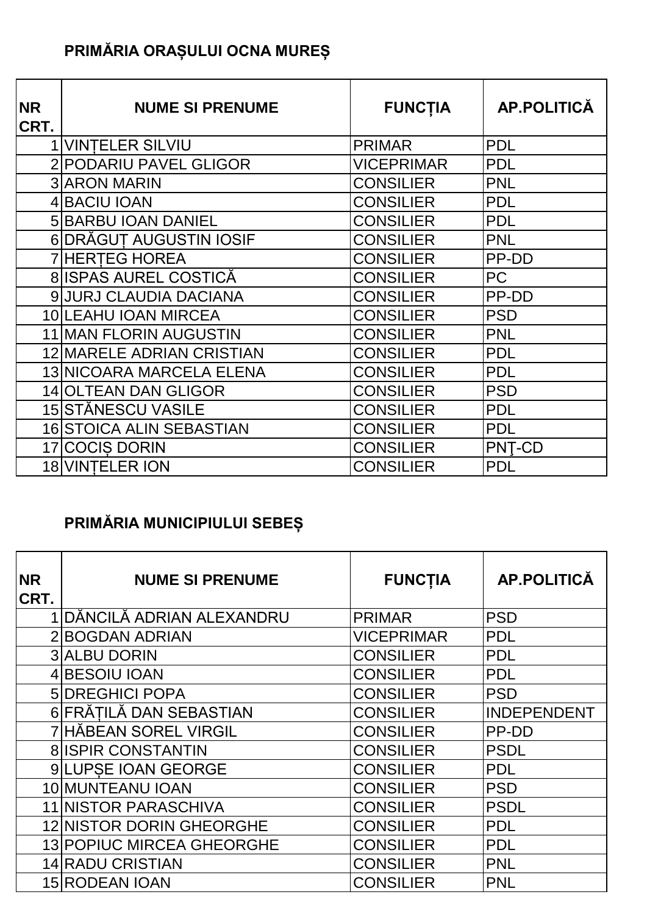## PRIMĂRIA ORAȘULUI OCNA MUREȘ

| NR CRT. | NUME SI PRENUME | FUNCȚIA | AP.POLITICĂ |
|---|---|---|---|
| 1 | VINȚELER SILVIU | PRIMAR | PDL |
| 2 | PODARIU PAVEL GLIGOR | VICEPRIMAR | PDL |
| 3 | ARON MARIN | CONSILIER | PNL |
| 4 | BACIU IOAN | CONSILIER | PDL |
| 5 | BARBU IOAN DANIEL | CONSILIER | PDL |
| 6 | DRĂGUȚ AUGUSTIN IOSIF | CONSILIER | PNL |
| 7 | HERȚEG HOREA | CONSILIER | PP-DD |
| 8 | ISPAS AUREL COSTICĂ | CONSILIER | PC |
| 9 | JURJ CLAUDIA DACIANA | CONSILIER | PP-DD |
| 10 | LEAHU IOAN MIRCEA | CONSILIER | PSD |
| 11 | MAN FLORIN AUGUSTIN | CONSILIER | PNL |
| 12 | MARELE ADRIAN CRISTIAN | CONSILIER | PDL |
| 13 | NICOARA MARCELA ELENA | CONSILIER | PDL |
| 14 | OLTEAN DAN GLIGOR | CONSILIER | PSD |
| 15 | STĂNESCU VASILE | CONSILIER | PDL |
| 16 | STOICA ALIN SEBASTIAN | CONSILIER | PDL |
| 17 | COCIȘ DORIN | CONSILIER | PNŢ-CD |
| 18 | VINȚELER ION | CONSILIER | PDL |

## PRIMĂRIA MUNICIPIULUI SEBEȘ

| NR CRT. | NUME SI PRENUME | FUNCȚIA | AP.POLITICĂ |
|---|---|---|---|
| 1 | DĂNCILĂ ADRIAN ALEXANDRU | PRIMAR | PSD |
| 2 | BOGDAN ADRIAN | VICEPRIMAR | PDL |
| 3 | ALBU DORIN | CONSILIER | PDL |
| 4 | BESOIU IOAN | CONSILIER | PDL |
| 5 | DREGHICI POPA | CONSILIER | PSD |
| 6 | FRĂȚILĂ DAN SEBASTIAN | CONSILIER | INDEPENDENT |
| 7 | HĂBEAN SOREL VIRGIL | CONSILIER | PP-DD |
| 8 | ISPIR CONSTANTIN | CONSILIER | PSDL |
| 9 | LUPȘE IOAN GEORGE | CONSILIER | PDL |
| 10 | MUNTEANU IOAN | CONSILIER | PSD |
| 11 | NISTOR PARASCHIVA | CONSILIER | PSDL |
| 12 | NISTOR DORIN GHEORGHE | CONSILIER | PDL |
| 13 | POPIUC MIRCEA GHEORGHE | CONSILIER | PDL |
| 14 | RADU CRISTIAN | CONSILIER | PNL |
| 15 | RODEAN IOAN | CONSILIER | PNL |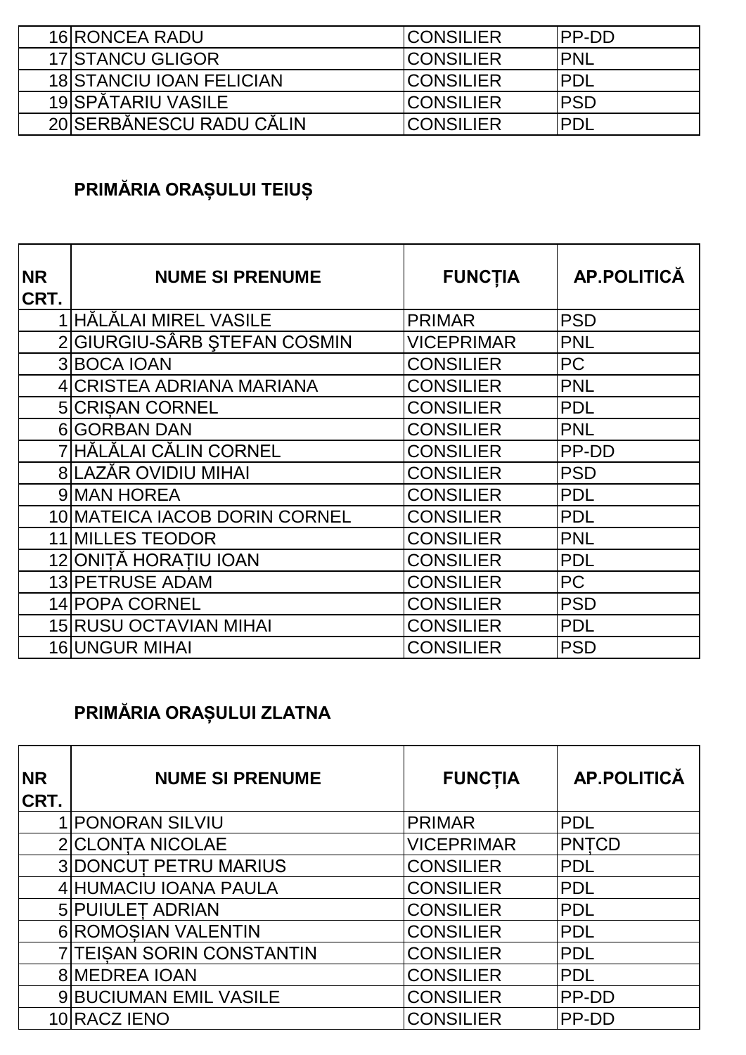| | | | |
|---|---|---|---|
| 16 | RONCEA RADU | CONSILIER | PP-DD |
| 17 | STANCU GLIGOR | CONSILIER | PNL |
| 18 | STANCIU IOAN FELICIAN | CONSILIER | PDL |
| 19 | SPĂTARIU VASILE | CONSILIER | PSD |
| 20 | SERBĂNESCU RADU CĂLIN | CONSILIER | PDL |

## PRIMĂRIA ORAȘULUI TEIUȘ

| NR CRT. | NUME SI PRENUME | FUNCȚIA | AP.POLITICĂ |
|---|---|---|---|
| 1 | HĂLĂLAI MIREL VASILE | PRIMAR | PSD |
| 2 | GIURGIU-SÂRB ŞTEFAN COSMIN | VICEPRIMAR | PNL |
| 3 | BOCA IOAN | CONSILIER | PC |
| 4 | CRISTEA ADRIANA MARIANA | CONSILIER | PNL |
| 5 | CRIȘAN CORNEL | CONSILIER | PDL |
| 6 | GORBAN DAN | CONSILIER | PNL |
| 7 | HĂLĂLAI CĂLIN CORNEL | CONSILIER | PP-DD |
| 8 | LAZĂR OVIDIU MIHAI | CONSILIER | PSD |
| 9 | MAN HOREA | CONSILIER | PDL |
| 10 | MATEICA IACOB DORIN CORNEL | CONSILIER | PDL |
| 11 | MILLES TEODOR | CONSILIER | PNL |
| 12 | ONIȚĂ HORAȚIU IOAN | CONSILIER | PDL |
| 13 | PETRUSE ADAM | CONSILIER | PC |
| 14 | POPA CORNEL | CONSILIER | PSD |
| 15 | RUSU OCTAVIAN MIHAI | CONSILIER | PDL |
| 16 | UNGUR MIHAI | CONSILIER | PSD |

## PRIMĂRIA ORAȘULUI ZLATNA

| NR CRT. | NUME SI PRENUME | FUNCȚIA | AP.POLITICĂ |
|---|---|---|---|
| 1 | PONORAN SILVIU | PRIMAR | PDL |
| 2 | CLONȚA NICOLAE | VICEPRIMAR | PNȚCD |
| 3 | DONCUȚ PETRU MARIUS | CONSILIER | PDL |
| 4 | HUMACIU IOANA PAULA | CONSILIER | PDL |
| 5 | PUIULEȚ ADRIAN | CONSILIER | PDL |
| 6 | ROMOȘIAN VALENTIN | CONSILIER | PDL |
| 7 | TEIȘAN SORIN CONSTANTIN | CONSILIER | PDL |
| 8 | MEDREA IOAN | CONSILIER | PDL |
| 9 | BUCIUMAN EMIL VASILE | CONSILIER | PP-DD |
| 10 | RACZ IENO | CONSILIER | PP-DD |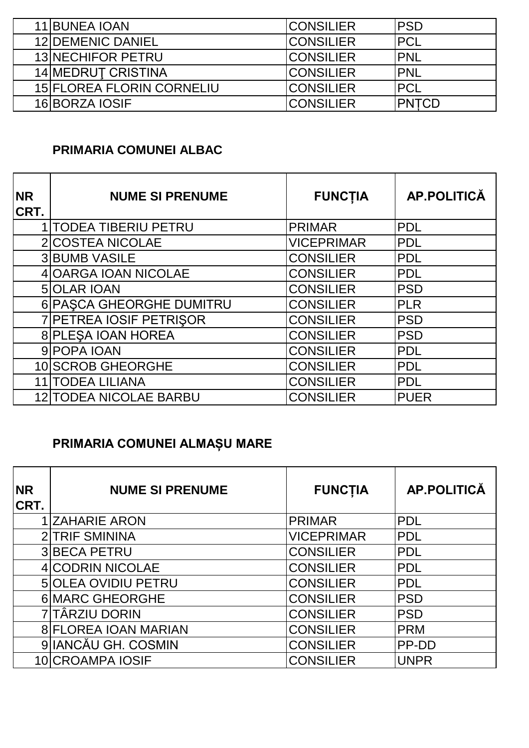| | | | |
|---|---|---|---|
| 11 | BUNEA IOAN | CONSILIER | PSD |
| 12 | DEMENIC DANIEL | CONSILIER | PCL |
| 13 | NECHIFOR PETRU | CONSILIER | PNL |
| 14 | MEDRUŢ CRISTINA | CONSILIER | PNL |
| 15 | FLOREA FLORIN CORNELIU | CONSILIER | PCL |
| 16 | BORZA IOSIF | CONSILIER | PNȚCD |

**PRIMARIA COMUNEI ALBAC**

| NR CRT. | NUME SI PRENUME | FUNCȚIA | AP.POLITICĂ |
|---|---|---|---|
| 1 | TODEA TIBERIU PETRU | PRIMAR | PDL |
| 2 | COSTEA NICOLAE | VICEPRIMAR | PDL |
| 3 | BUMB VASILE | CONSILIER | PDL |
| 4 | OARGA IOAN NICOLAE | CONSILIER | PDL |
| 5 | OLAR IOAN | CONSILIER | PSD |
| 6 | PAŞCA GHEORGHE DUMITRU | CONSILIER | PLR |
| 7 | PETREA IOSIF PETRIŞOR | CONSILIER | PSD |
| 8 | PLEŞA IOAN HOREA | CONSILIER | PSD |
| 9 | POPA IOAN | CONSILIER | PDL |
| 10 | SCROB GHEORGHE | CONSILIER | PDL |
| 11 | TODEA LILIANA | CONSILIER | PDL |
| 12 | TODEA NICOLAE BARBU | CONSILIER | PUER |

**PRIMARIA COMUNEI ALMAȘU MARE**

| NR CRT. | NUME SI PRENUME | FUNCȚIA | AP.POLITICĂ |
|---|---|---|---|
| 1 | ZAHARIE ARON | PRIMAR | PDL |
| 2 | TRIF SMININA | VICEPRIMAR | PDL |
| 3 | BECA PETRU | CONSILIER | PDL |
| 4 | CODRIN NICOLAE | CONSILIER | PDL |
| 5 | OLEA OVIDIU PETRU | CONSILIER | PDL |
| 6 | MARC GHEORGHE | CONSILIER | PSD |
| 7 | TÂRZIU DORIN | CONSILIER | PSD |
| 8 | FLOREA IOAN MARIAN | CONSILIER | PRM |
| 9 | IANCĂU GH. COSMIN | CONSILIER | PP-DD |
| 10 | CROAMPA IOSIF | CONSILIER | UNPR |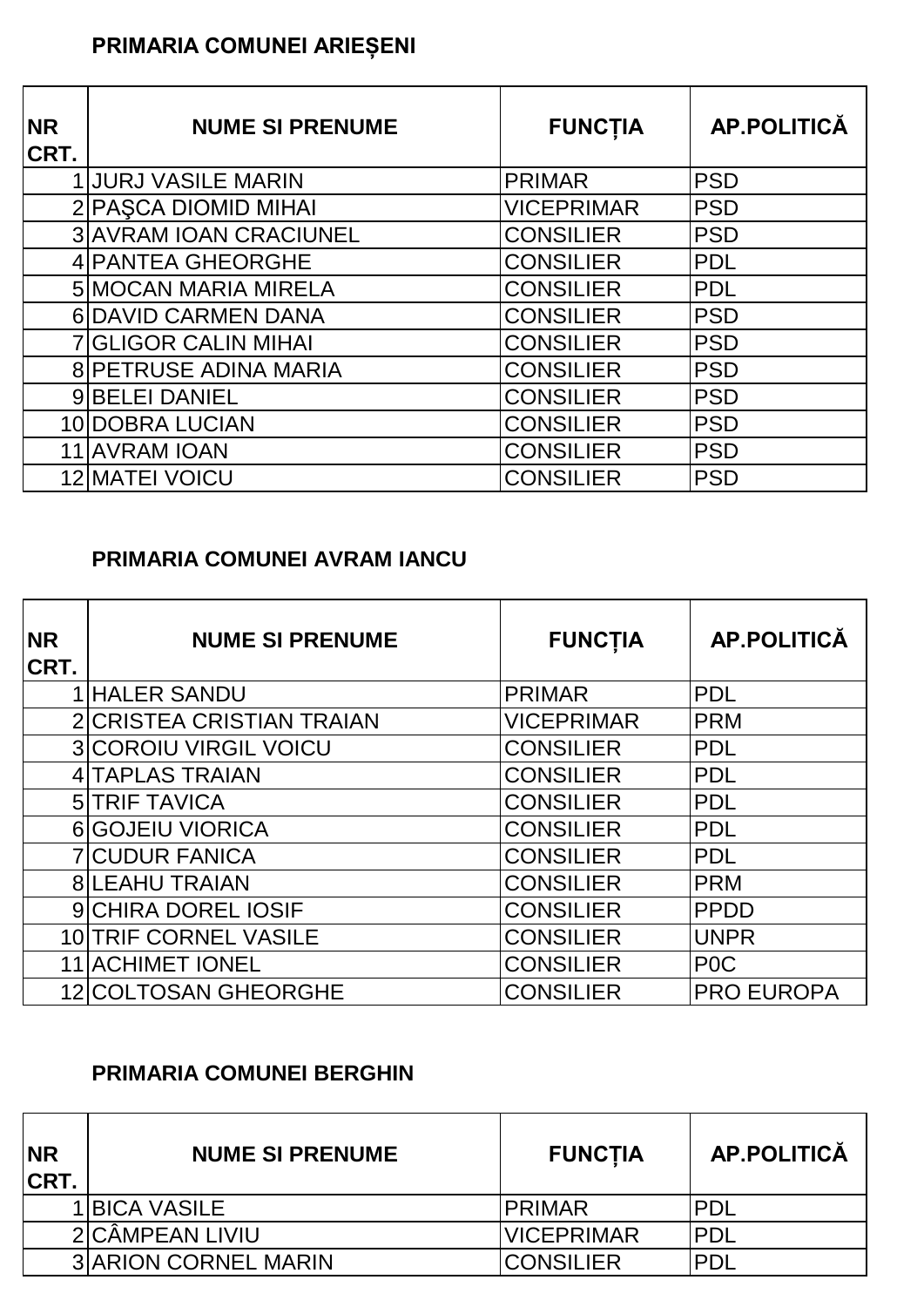**PRIMARIA COMUNEI ARIEȘENI**

| NR CRT. | NUME SI PRENUME | FUNCȚIA | AP.POLITICĂ |
|---|---|---|---|
| 1 | JURJ VASILE MARIN | PRIMAR | PSD |
| 2 | PAŞCA DIOMID MIHAI | VICEPRIMAR | PSD |
| 3 | AVRAM IOAN CRACIUNEL | CONSILIER | PSD |
| 4 | PANTEA GHEORGHE | CONSILIER | PDL |
| 5 | MOCAN MARIA MIRELA | CONSILIER | PDL |
| 6 | DAVID CARMEN DANA | CONSILIER | PSD |
| 7 | GLIGOR CALIN MIHAI | CONSILIER | PSD |
| 8 | PETRUSE ADINA MARIA | CONSILIER | PSD |
| 9 | BELEI DANIEL | CONSILIER | PSD |
| 10 | DOBRA LUCIAN | CONSILIER | PSD |
| 11 | AVRAM IOAN | CONSILIER | PSD |
| 12 | MATEI VOICU | CONSILIER | PSD |

**PRIMARIA COMUNEI AVRAM IANCU**

| NR CRT. | NUME SI PRENUME | FUNCȚIA | AP.POLITICĂ |
|---|---|---|---|
| 1 | HALER SANDU | PRIMAR | PDL |
| 2 | CRISTEA CRISTIAN TRAIAN | VICEPRIMAR | PRM |
| 3 | COROIU VIRGIL VOICU | CONSILIER | PDL |
| 4 | TAPLAS TRAIAN | CONSILIER | PDL |
| 5 | TRIF TAVICA | CONSILIER | PDL |
| 6 | GOJEIU VIORICA | CONSILIER | PDL |
| 7 | CUDUR FANICA | CONSILIER | PDL |
| 8 | LEAHU TRAIAN | CONSILIER | PRM |
| 9 | CHIRA DOREL IOSIF | CONSILIER | PPDD |
| 10 | TRIF CORNEL VASILE | CONSILIER | UNPR |
| 11 | ACHIMET IONEL | CONSILIER | P0C |
| 12 | COLTOSAN GHEORGHE | CONSILIER | PRO EUROPA |

**PRIMARIA COMUNEI BERGHIN**

| NR CRT. | NUME SI PRENUME | FUNCȚIA | AP.POLITICĂ |
|---|---|---|---|
| 1 | BICA VASILE | PRIMAR | PDL |
| 2 | CÂMPEAN LIVIU | VICEPRIMAR | PDL |
| 3 | ARION CORNEL MARIN | CONSILIER | PDL |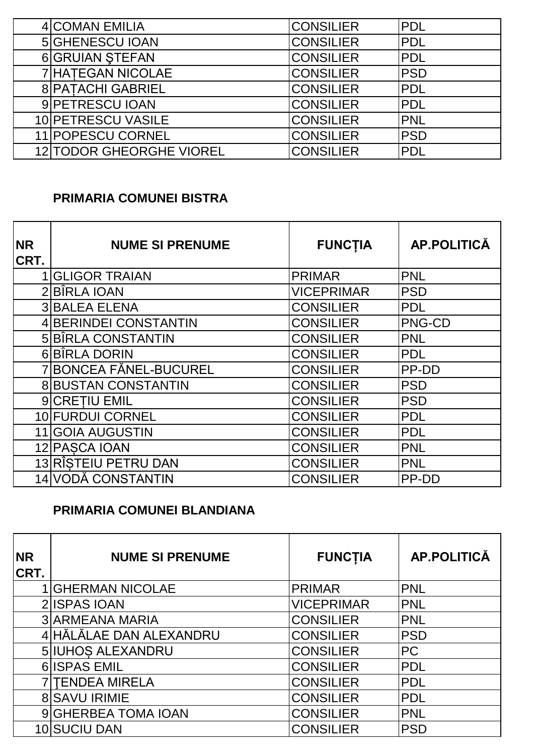| | | | |
|---|---|---|---|
| 4 | COMAN EMILIA | CONSILIER | PDL |
| 5 | GHENESCU IOAN | CONSILIER | PDL |
| 6 | GRUIAN ŞTEFAN | CONSILIER | PDL |
| 7 | HAȚEGAN NICOLAE | CONSILIER | PSD |
| 8 | PAȚACHI GABRIEL | CONSILIER | PDL |
| 9 | PETRESCU IOAN | CONSILIER | PDL |
| 10 | PETRESCU VASILE | CONSILIER | PNL |
| 11 | POPESCU CORNEL | CONSILIER | PSD |
| 12 | TODOR GHEORGHE VIOREL | CONSILIER | PDL |

**PRIMARIA COMUNEI BISTRA**

| NR CRT. | NUME SI PRENUME | FUNCȚIA | AP.POLITICĂ |
|---|---|---|---|
| 1 | GLIGOR TRAIAN | PRIMAR | PNL |
| 2 | BÎRLA IOAN | VICEPRIMAR | PSD |
| 3 | BALEA ELENA | CONSILIER | PDL |
| 4 | BERINDEI CONSTANTIN | CONSILIER | PNG-CD |
| 5 | BÎRLA CONSTANTIN | CONSILIER | PNL |
| 6 | BÎRLA DORIN | CONSILIER | PDL |
| 7 | BONCEA FĂNEL-BUCUREL | CONSILIER | PP-DD |
| 8 | BUSTAN CONSTANTIN | CONSILIER | PSD |
| 9 | CREȚIU EMIL | CONSILIER | PSD |
| 10 | FURDUI CORNEL | CONSILIER | PDL |
| 11 | GOIA AUGUSTIN | CONSILIER | PDL |
| 12 | PAȘCA IOAN | CONSILIER | PNL |
| 13 | RÎȘTEIU PETRU DAN | CONSILIER | PNL |
| 14 | VODĂ CONSTANTIN | CONSILIER | PP-DD |

**PRIMARIA COMUNEI BLANDIANA**

| NR CRT. | NUME SI PRENUME | FUNCȚIA | AP.POLITICĂ |
|---|---|---|---|
| 1 | GHERMAN NICOLAE | PRIMAR | PNL |
| 2 | ISPAS IOAN | VICEPRIMAR | PNL |
| 3 | ARMEANA MARIA | CONSILIER | PNL |
| 4 | HĂLĂLAE DAN ALEXANDRU | CONSILIER | PSD |
| 5 | IUHOȘ ALEXANDRU | CONSILIER | PC |
| 6 | ISPAS EMIL | CONSILIER | PDL |
| 7 | ŢENDEA MIRELA | CONSILIER | PDL |
| 8 | SAVU IRIMIE | CONSILIER | PDL |
| 9 | GHERBEA TOMA IOAN | CONSILIER | PNL |
| 10 | SUCIU DAN | CONSILIER | PSD |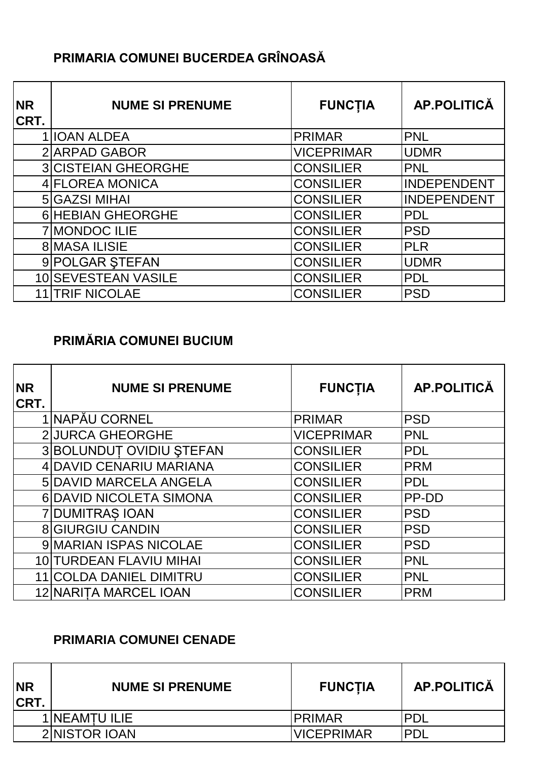### PRIMARIA COMUNEI BUCERDEA GRÎNOASĂ

| NR CRT. | NUME SI PRENUME | FUNCȚIA | AP.POLITICĂ |
|---|---|---|---|
| 1 | IOAN ALDEA | PRIMAR | PNL |
| 2 | ARPAD GABOR | VICEPRIMAR | UDMR |
| 3 | CISTEIAN GHEORGHE | CONSILIER | PNL |
| 4 | FLOREA MONICA | CONSILIER | INDEPENDENT |
| 5 | GAZSI MIHAI | CONSILIER | INDEPENDENT |
| 6 | HEBIAN GHEORGHE | CONSILIER | PDL |
| 7 | MONDOC ILIE | CONSILIER | PSD |
| 8 | MASA ILISIE | CONSILIER | PLR |
| 9 | POLGAR ŞTEFAN | CONSILIER | UDMR |
| 10 | SEVESTEAN VASILE | CONSILIER | PDL |
| 11 | TRIF NICOLAE | CONSILIER | PSD |

### PRIMĂRIA COMUNEI BUCIUM

| NR CRT. | NUME SI PRENUME | FUNCȚIA | AP.POLITICĂ |
|---|---|---|---|
| 1 | NAPĂU CORNEL | PRIMAR | PSD |
| 2 | JURCA GHEORGHE | VICEPRIMAR | PNL |
| 3 | BOLUNDUȚ OVIDIU ŞTEFAN | CONSILIER | PDL |
| 4 | DAVID CENARIU MARIANA | CONSILIER | PRM |
| 5 | DAVID MARCELA ANGELA | CONSILIER | PDL |
| 6 | DAVID NICOLETA SIMONA | CONSILIER | PP-DD |
| 7 | DUMITRAȘ IOAN | CONSILIER | PSD |
| 8 | GIURGIU CANDIN | CONSILIER | PSD |
| 9 | MARIAN ISPAS NICOLAE | CONSILIER | PSD |
| 10 | TURDEAN FLAVIU MIHAI | CONSILIER | PNL |
| 11 | COLDA DANIEL DIMITRU | CONSILIER | PNL |
| 12 | NARIȚA MARCEL IOAN | CONSILIER | PRM |

### PRIMARIA COMUNEI CENADE

| NR CRT. | NUME SI PRENUME | FUNCȚIA | AP.POLITICĂ |
|---|---|---|---|
| 1 | NEAMȚU ILIE | PRIMAR | PDL |
| 2 | NISTOR IOAN | VICEPRIMAR | PDL |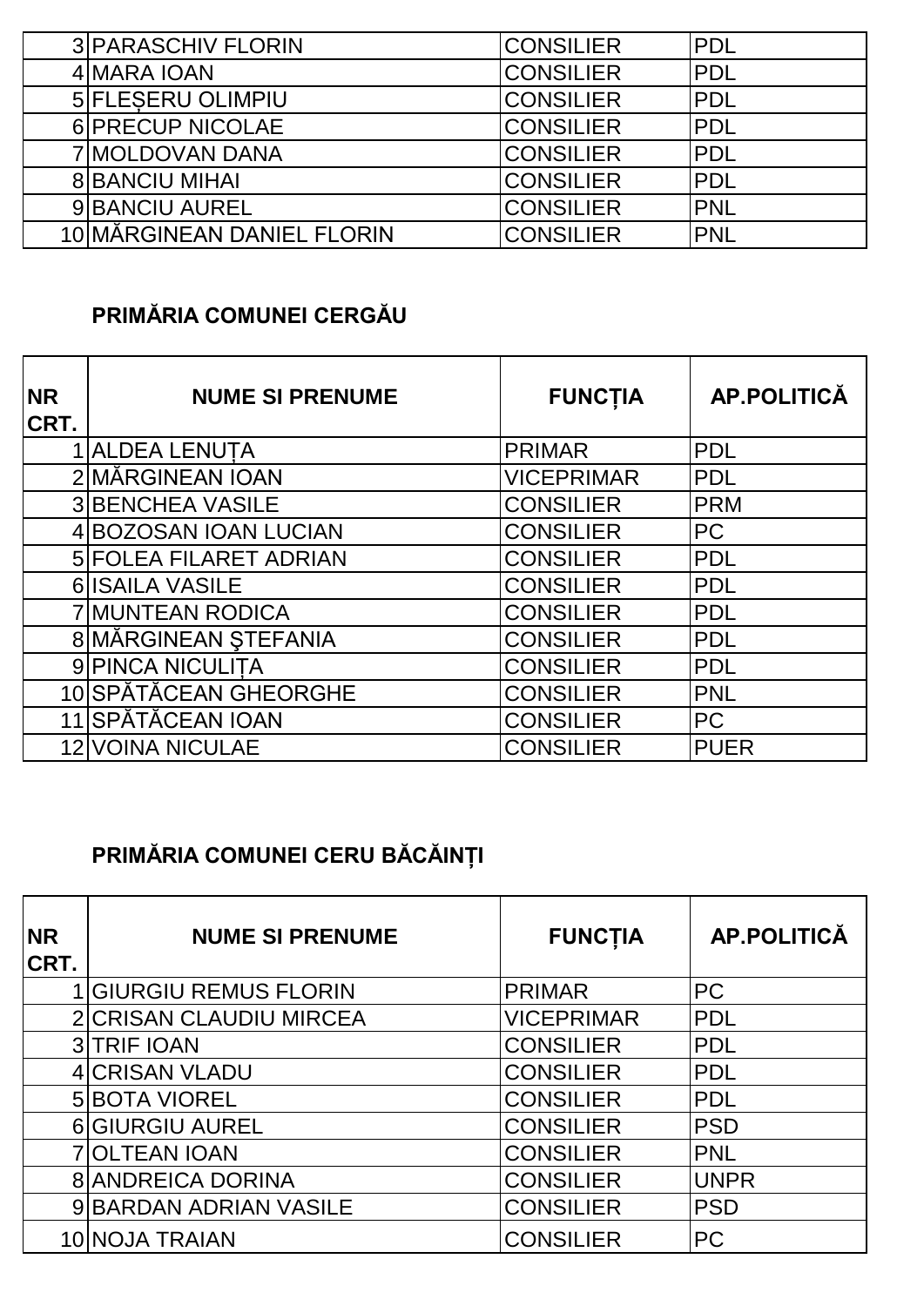| | | | |
|---|---|---|---|
| 3 | PARASCHIV FLORIN | CONSILIER | PDL |
| 4 | MARA IOAN | CONSILIER | PDL |
| 5 | FLEȘERU OLIMPIU | CONSILIER | PDL |
| 6 | PRECUP NICOLAE | CONSILIER | PDL |
| 7 | MOLDOVAN DANA | CONSILIER | PDL |
| 8 | BANCIU MIHAI | CONSILIER | PDL |
| 9 | BANCIU AUREL | CONSILIER | PNL |
| 10 | MĂRGINEAN DANIEL FLORIN | CONSILIER | PNL |

## PRIMĂRIA COMUNEI CERGĂU

| NR CRT. | NUME SI PRENUME | FUNCȚIA | AP.POLITICĂ |
|---|---|---|---|
| 1 | ALDEA LENUȚA | PRIMAR | PDL |
| 2 | MĂRGINEAN IOAN | VICEPRIMAR | PDL |
| 3 | BENCHEA VASILE | CONSILIER | PRM |
| 4 | BOZOSAN IOAN LUCIAN | CONSILIER | PC |
| 5 | FOLEA FILARET ADRIAN | CONSILIER | PDL |
| 6 | ISAILA VASILE | CONSILIER | PDL |
| 7 | MUNTEAN RODICA | CONSILIER | PDL |
| 8 | MĂRGINEAN ŞTEFANIA | CONSILIER | PDL |
| 9 | PINCA NICULIȚA | CONSILIER | PDL |
| 10 | SPĂTĂCEAN GHEORGHE | CONSILIER | PNL |
| 11 | SPĂTĂCEAN IOAN | CONSILIER | PC |
| 12 | VOINA NICULAE | CONSILIER | PUER |

## PRIMĂRIA COMUNEI CERU BĂCĂINȚI

| NR CRT. | NUME SI PRENUME | FUNCȚIA | AP.POLITICĂ |
|---|---|---|---|
| 1 | GIURGIU REMUS FLORIN | PRIMAR | PC |
| 2 | CRISAN CLAUDIU MIRCEA | VICEPRIMAR | PDL |
| 3 | TRIF IOAN | CONSILIER | PDL |
| 4 | CRISAN VLADU | CONSILIER | PDL |
| 5 | BOTA VIOREL | CONSILIER | PDL |
| 6 | GIURGIU AUREL | CONSILIER | PSD |
| 7 | OLTEAN IOAN | CONSILIER | PNL |
| 8 | ANDREICA DORINA | CONSILIER | UNPR |
| 9 | BARDAN ADRIAN VASILE | CONSILIER | PSD |
| 10 | NOJA TRAIAN | CONSILIER | PC |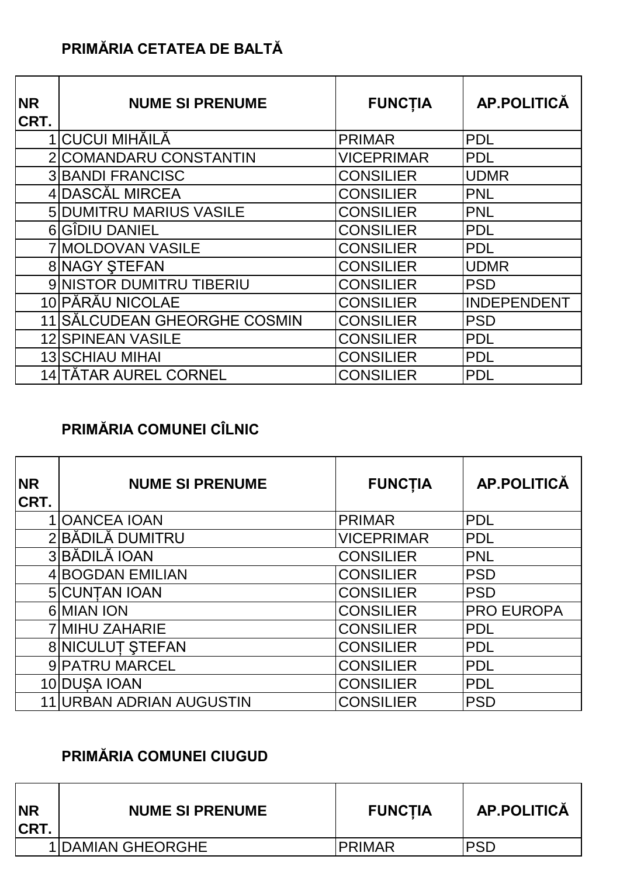**PRIMĂRIA CETATEA DE BALTĂ**

| NR CRT. | NUME SI PRENUME | FUNCȚIA | AP.POLITICĂ |
|---|---|---|---|
| 1 | CUCUI MIHĂILĂ | PRIMAR | PDL |
| 2 | COMANDARU CONSTANTIN | VICEPRIMAR | PDL |
| 3 | BANDI FRANCISC | CONSILIER | UDMR |
| 4 | DASCĂL MIRCEA | CONSILIER | PNL |
| 5 | DUMITRU MARIUS VASILE | CONSILIER | PNL |
| 6 | GÎDIU DANIEL | CONSILIER | PDL |
| 7 | MOLDOVAN VASILE | CONSILIER | PDL |
| 8 | NAGY ŞTEFAN | CONSILIER | UDMR |
| 9 | NISTOR DUMITRU TIBERIU | CONSILIER | PSD |
| 10 | PĂRĂU NICOLAE | CONSILIER | INDEPENDENT |
| 11 | SĂLCUDEAN GHEORGHE COSMIN | CONSILIER | PSD |
| 12 | SPINEAN VASILE | CONSILIER | PDL |
| 13 | SCHIAU MIHAI | CONSILIER | PDL |
| 14 | TĂTAR AUREL CORNEL | CONSILIER | PDL |

**PRIMĂRIA COMUNEI CÎLNIC**

| NR CRT. | NUME SI PRENUME | FUNCȚIA | AP.POLITICĂ |
|---|---|---|---|
| 1 | OANCEA IOAN | PRIMAR | PDL |
| 2 | BĂDILĂ DUMITRU | VICEPRIMAR | PDL |
| 3 | BĂDILĂ IOAN | CONSILIER | PNL |
| 4 | BOGDAN EMILIAN | CONSILIER | PSD |
| 5 | CUNȚAN IOAN | CONSILIER | PSD |
| 6 | MIAN ION | CONSILIER | PRO EUROPA |
| 7 | MIHU ZAHARIE | CONSILIER | PDL |
| 8 | NICULUȚ ŞTEFAN | CONSILIER | PDL |
| 9 | PATRU MARCEL | CONSILIER | PDL |
| 10 | DUȘA IOAN | CONSILIER | PDL |
| 11 | URBAN ADRIAN AUGUSTIN | CONSILIER | PSD |

**PRIMĂRIA COMUNEI CIUGUD**

| NR CRT. | NUME SI PRENUME | FUNCȚIA | AP.POLITICĂ |
|---|---|---|---|
| 1 | DAMIAN GHEORGHE | PRIMAR | PSD |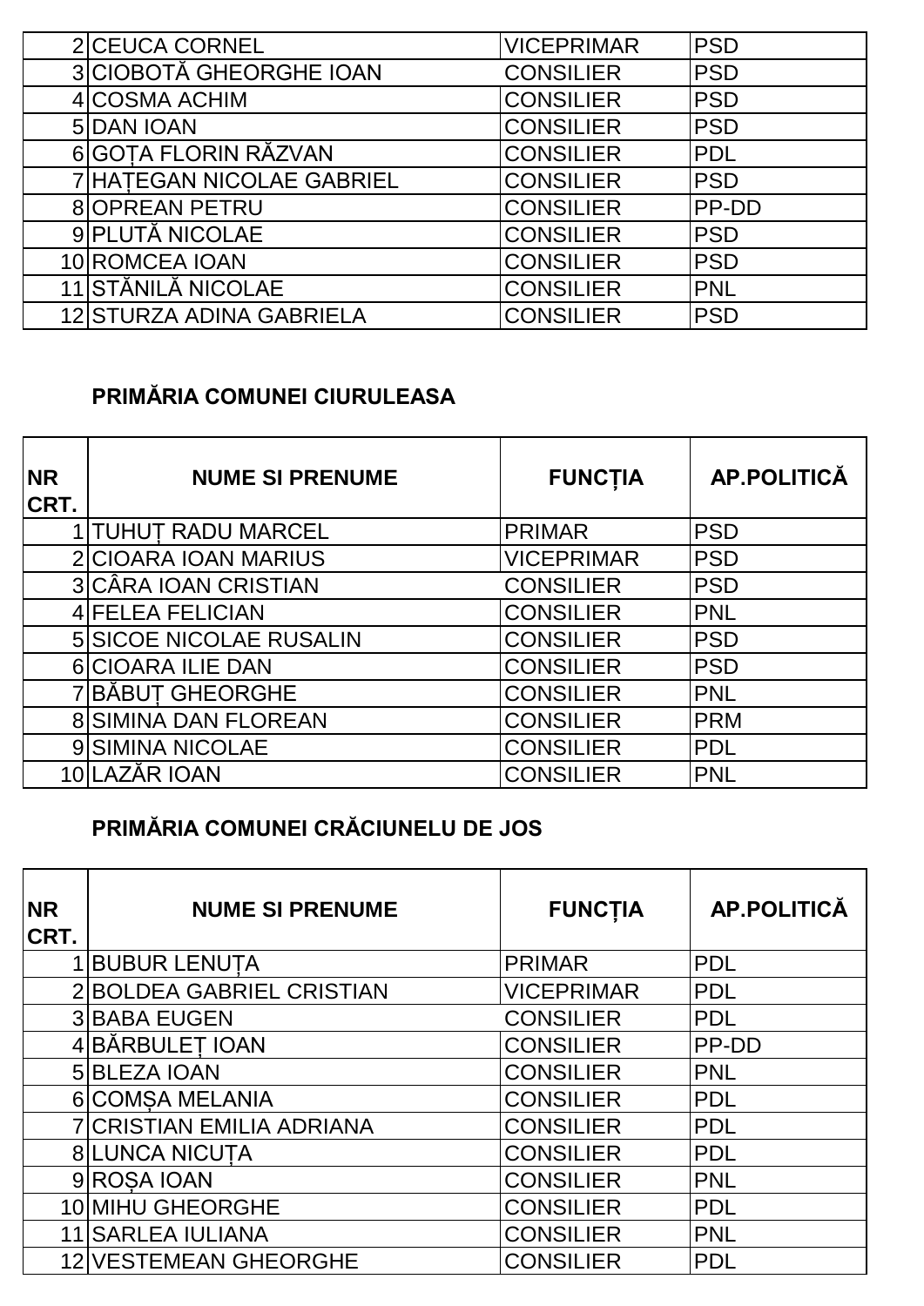| | | | |
|---|---|---|---|
| 2 | CEUCA CORNEL | VICEPRIMAR | PSD |
| 3 | CIOBOTĂ GHEORGHE IOAN | CONSILIER | PSD |
| 4 | COSMA ACHIM | CONSILIER | PSD |
| 5 | DAN IOAN | CONSILIER | PSD |
| 6 | GOȚA FLORIN RĂZVAN | CONSILIER | PDL |
| 7 | HAȚEGAN NICOLAE GABRIEL | CONSILIER | PSD |
| 8 | OPREAN PETRU | CONSILIER | PP-DD |
| 9 | PLUTĂ NICOLAE | CONSILIER | PSD |
| 10 | ROMCEA IOAN | CONSILIER | PSD |
| 11 | STĂNILĂ NICOLAE | CONSILIER | PNL |
| 12 | STURZA ADINA GABRIELA | CONSILIER | PSD |

### PRIMĂRIA COMUNEI CIURULEASA

| NR CRT. | NUME SI PRENUME | FUNCȚIA | AP.POLITICĂ |
|---|---|---|---|
| 1 | TUHUȚ RADU MARCEL | PRIMAR | PSD |
| 2 | CIOARA IOAN MARIUS | VICEPRIMAR | PSD |
| 3 | CÂRA IOAN CRISTIAN | CONSILIER | PSD |
| 4 | FELEA FELICIAN | CONSILIER | PNL |
| 5 | SICOE NICOLAE RUSALIN | CONSILIER | PSD |
| 6 | CIOARA ILIE DAN | CONSILIER | PSD |
| 7 | BĂBUȚ GHEORGHE | CONSILIER | PNL |
| 8 | SIMINA DAN FLOREAN | CONSILIER | PRM |
| 9 | SIMINA NICOLAE | CONSILIER | PDL |
| 10 | LAZĂR IOAN | CONSILIER | PNL |

### PRIMĂRIA COMUNEI CRĂCIUNELU DE JOS

| NR CRT. | NUME SI PRENUME | FUNCȚIA | AP.POLITICĂ |
|---|---|---|---|
| 1 | BUBUR LENUȚA | PRIMAR | PDL |
| 2 | BOLDEA GABRIEL CRISTIAN | VICEPRIMAR | PDL |
| 3 | BABA EUGEN | CONSILIER | PDL |
| 4 | BĂRBULEȚ IOAN | CONSILIER | PP-DD |
| 5 | BLEZA IOAN | CONSILIER | PNL |
| 6 | COMȘA MELANIA | CONSILIER | PDL |
| 7 | CRISTIAN EMILIA ADRIANA | CONSILIER | PDL |
| 8 | LUNCA NICUȚA | CONSILIER | PDL |
| 9 | ROȘA IOAN | CONSILIER | PNL |
| 10 | MIHU GHEORGHE | CONSILIER | PDL |
| 11 | SARLEA IULIANA | CONSILIER | PNL |
| 12 | VESTEMEAN GHEORGHE | CONSILIER | PDL |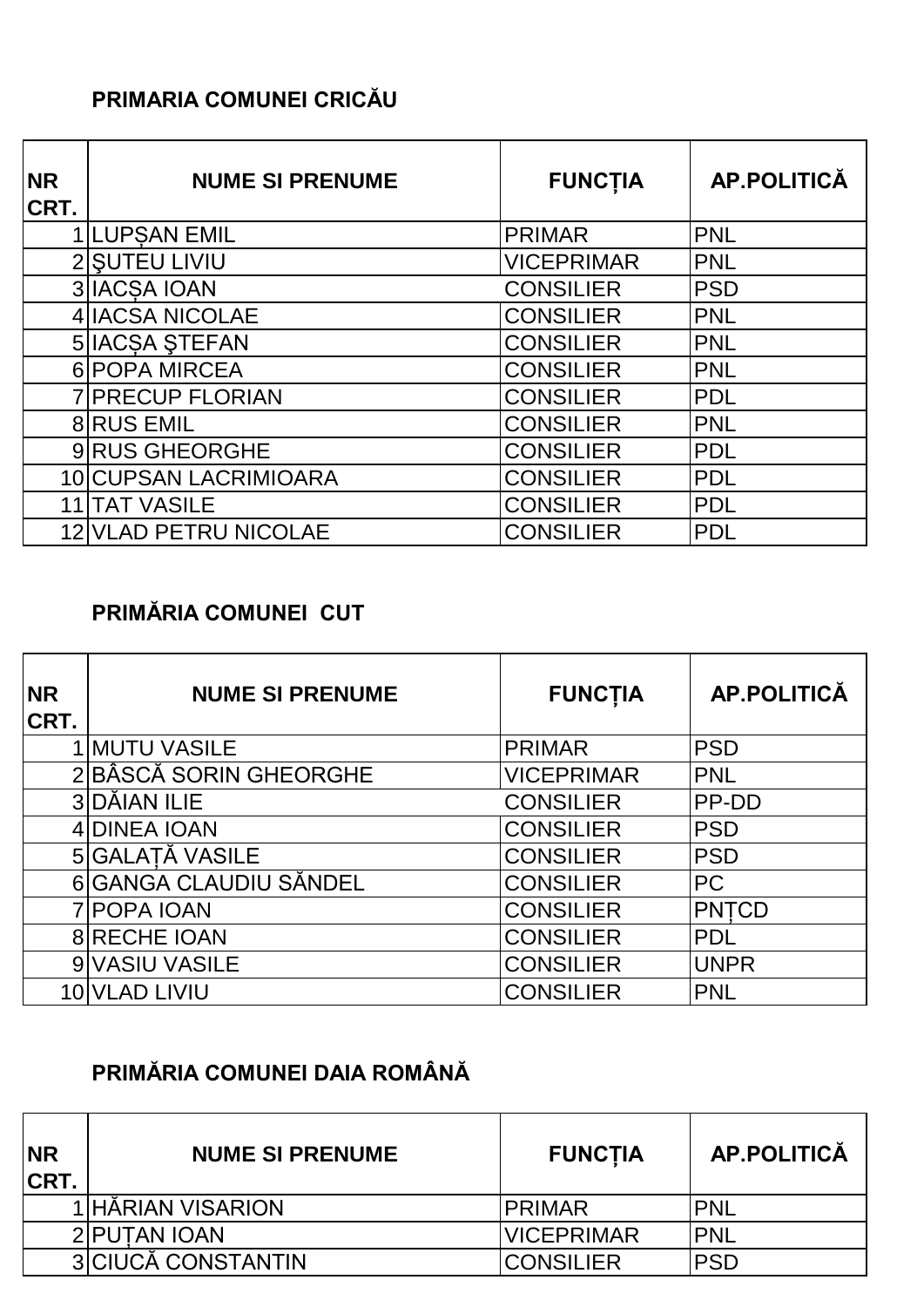**PRIMARIA COMUNEI CRICĂU**

| NR CRT. | NUME SI PRENUME | FUNCȚIA | AP.POLITICĂ |
|---|---|---|---|
| 1 | LUPȘAN EMIL | PRIMAR | PNL |
| 2 | ŞUTEU LIVIU | VICEPRIMAR | PNL |
| 3 | IACȘA IOAN | CONSILIER | PSD |
| 4 | IACSA NICOLAE | CONSILIER | PNL |
| 5 | IACȘA ŞTEFAN | CONSILIER | PNL |
| 6 | POPA MIRCEA | CONSILIER | PNL |
| 7 | PRECUP FLORIAN | CONSILIER | PDL |
| 8 | RUS EMIL | CONSILIER | PNL |
| 9 | RUS GHEORGHE | CONSILIER | PDL |
| 10 | CUPSAN LACRIMIOARA | CONSILIER | PDL |
| 11 | TAT VASILE | CONSILIER | PDL |
| 12 | VLAD PETRU NICOLAE | CONSILIER | PDL |

**PRIMĂRIA COMUNEI CUT**

| NR CRT. | NUME SI PRENUME | FUNCȚIA | AP.POLITICĂ |
|---|---|---|---|
| 1 | MUTU VASILE | PRIMAR | PSD |
| 2 | BÂSCĂ SORIN GHEORGHE | VICEPRIMAR | PNL |
| 3 | DĂIAN ILIE | CONSILIER | PP-DD |
| 4 | DINEA IOAN | CONSILIER | PSD |
| 5 | GALAȚĂ VASILE | CONSILIER | PSD |
| 6 | GANGA CLAUDIU SĂNDEL | CONSILIER | PC |
| 7 | POPA IOAN | CONSILIER | PNȚCD |
| 8 | RECHE IOAN | CONSILIER | PDL |
| 9 | VASIU VASILE | CONSILIER | UNPR |
| 10 | VLAD LIVIU | CONSILIER | PNL |

**PRIMĂRIA COMUNEI DAIA ROMÂNĂ**

| NR CRT. | NUME SI PRENUME | FUNCȚIA | AP.POLITICĂ |
|---|---|---|---|
| 1 | HĂRIAN VISARION | PRIMAR | PNL |
| 2 | PUȚAN IOAN | VICEPRIMAR | PNL |
| 3 | CIUCĂ CONSTANTIN | CONSILIER | PSD |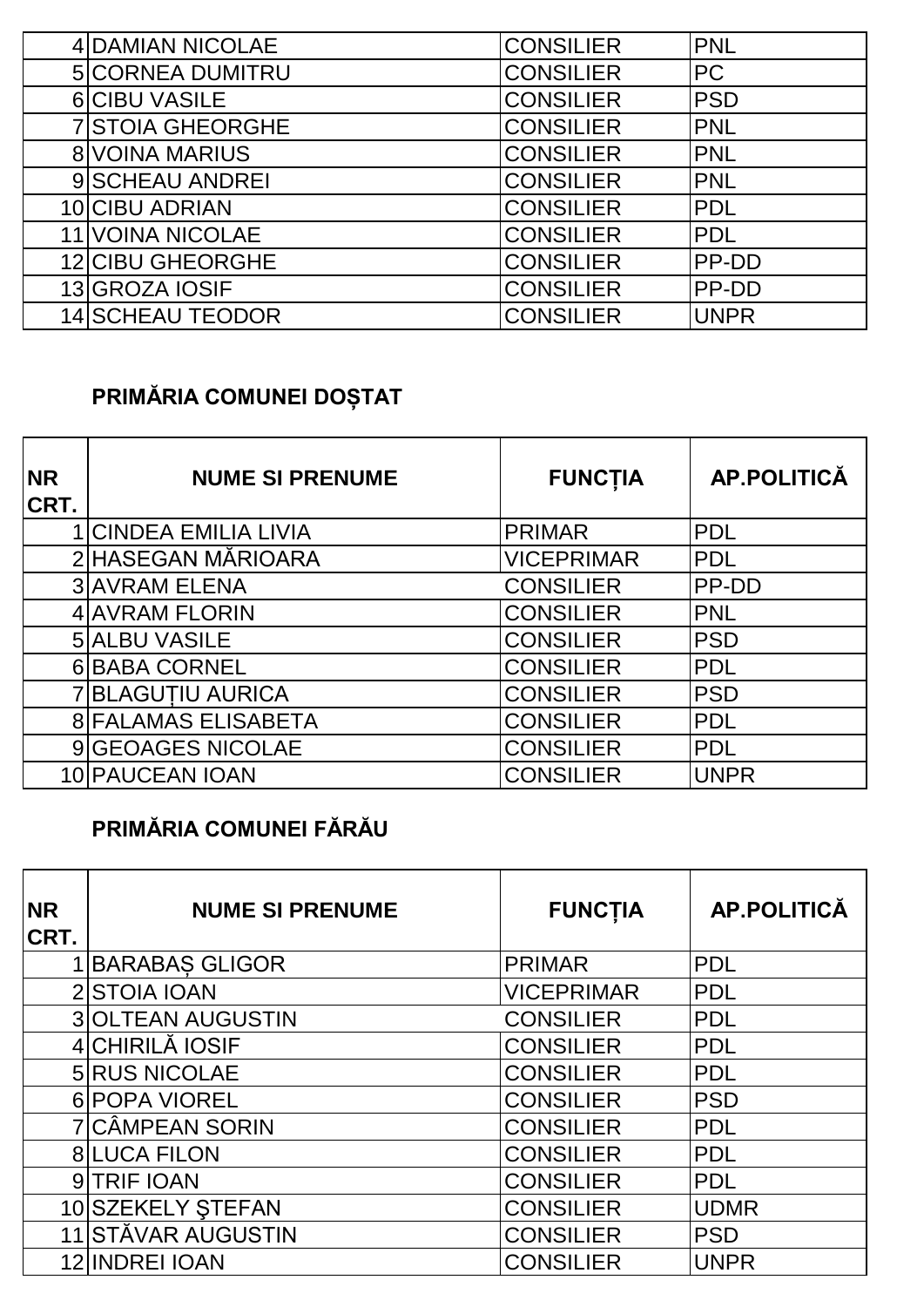| | | | |
|---|---|---|---|
| 4 | DAMIAN NICOLAE | CONSILIER | PNL |
| 5 | CORNEA DUMITRU | CONSILIER | PC |
| 6 | CIBU VASILE | CONSILIER | PSD |
| 7 | STOIA GHEORGHE | CONSILIER | PNL |
| 8 | VOINA MARIUS | CONSILIER | PNL |
| 9 | SCHEAU ANDREI | CONSILIER | PNL |
| 10 | CIBU ADRIAN | CONSILIER | PDL |
| 11 | VOINA NICOLAE | CONSILIER | PDL |
| 12 | CIBU GHEORGHE | CONSILIER | PP-DD |
| 13 | GROZA IOSIF | CONSILIER | PP-DD |
| 14 | SCHEAU TEODOR | CONSILIER | UNPR |

### PRIMĂRIA COMUNEI DOȘTAT

| NR CRT. | NUME SI PRENUME | FUNCȚIA | AP.POLITICĂ |
|---|---|---|---|
| 1 | CINDEA EMILIA LIVIA | PRIMAR | PDL |
| 2 | HASEGAN MĂRIOARA | VICEPRIMAR | PDL |
| 3 | AVRAM ELENA | CONSILIER | PP-DD |
| 4 | AVRAM FLORIN | CONSILIER | PNL |
| 5 | ALBU VASILE | CONSILIER | PSD |
| 6 | BABA CORNEL | CONSILIER | PDL |
| 7 | BLAGUȚIU AURICA | CONSILIER | PSD |
| 8 | FALAMAS ELISABETA | CONSILIER | PDL |
| 9 | GEOAGES NICOLAE | CONSILIER | PDL |
| 10 | PAUCEAN IOAN | CONSILIER | UNPR |

### PRIMĂRIA COMUNEI FĂRĂU

| NR CRT. | NUME SI PRENUME | FUNCȚIA | AP.POLITICĂ |
|---|---|---|---|
| 1 | BARABAȘ GLIGOR | PRIMAR | PDL |
| 2 | STOIA IOAN | VICEPRIMAR | PDL |
| 3 | OLTEAN AUGUSTIN | CONSILIER | PDL |
| 4 | CHIRILĂ IOSIF | CONSILIER | PDL |
| 5 | RUS NICOLAE | CONSILIER | PDL |
| 6 | POPA VIOREL | CONSILIER | PSD |
| 7 | CÂMPEAN SORIN | CONSILIER | PDL |
| 8 | LUCA FILON | CONSILIER | PDL |
| 9 | TRIF IOAN | CONSILIER | PDL |
| 10 | SZEKELY ŞTEFAN | CONSILIER | UDMR |
| 11 | STĂVAR AUGUSTIN | CONSILIER | PSD |
| 12 | INDREI IOAN | CONSILIER | UNPR |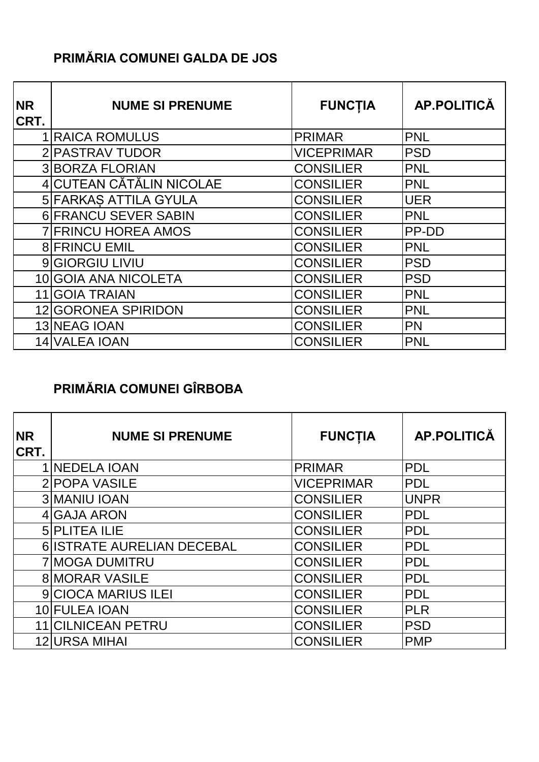## PRIMĂRIA COMUNEI GALDA DE JOS

| NR CRT. | NUME SI PRENUME | FUNCȚIA | AP.POLITICĂ |
|---|---|---|---|
| 1 | RAICA ROMULUS | PRIMAR | PNL |
| 2 | PASTRAV TUDOR | VICEPRIMAR | PSD |
| 3 | BORZA FLORIAN | CONSILIER | PNL |
| 4 | CUTEAN CĂTĂLIN NICOLAE | CONSILIER | PNL |
| 5 | FARKAȘ ATTILA GYULA | CONSILIER | UER |
| 6 | FRANCU SEVER SABIN | CONSILIER | PNL |
| 7 | FRINCU HOREA AMOS | CONSILIER | PP-DD |
| 8 | FRINCU EMIL | CONSILIER | PNL |
| 9 | GIORGIU LIVIU | CONSILIER | PSD |
| 10 | GOIA ANA NICOLETA | CONSILIER | PSD |
| 11 | GOIA TRAIAN | CONSILIER | PNL |
| 12 | GORONEA SPIRIDON | CONSILIER | PNL |
| 13 | NEAG IOAN | CONSILIER | PN |
| 14 | VALEA IOAN | CONSILIER | PNL |

## PRIMĂRIA COMUNEI GÎRBOBA

| NR CRT. | NUME SI PRENUME | FUNCȚIA | AP.POLITICĂ |
|---|---|---|---|
| 1 | NEDELA IOAN | PRIMAR | PDL |
| 2 | POPA VASILE | VICEPRIMAR | PDL |
| 3 | MANIU IOAN | CONSILIER | UNPR |
| 4 | GAJA ARON | CONSILIER | PDL |
| 5 | PLITEA ILIE | CONSILIER | PDL |
| 6 | ISTRATE AURELIAN DECEBAL | CONSILIER | PDL |
| 7 | MOGA DUMITRU | CONSILIER | PDL |
| 8 | MORAR VASILE | CONSILIER | PDL |
| 9 | CIOCA MARIUS ILEI | CONSILIER | PDL |
| 10 | FULEA IOAN | CONSILIER | PLR |
| 11 | CILNICEAN PETRU | CONSILIER | PSD |
| 12 | URSA MIHAI | CONSILIER | PMP |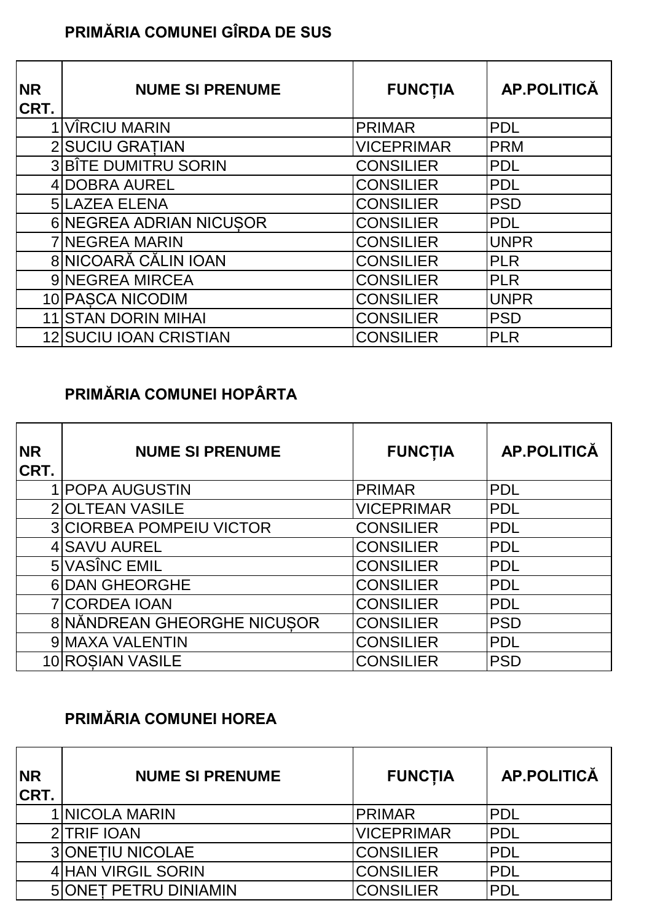**PRIMĂRIA COMUNEI GÎRDA DE SUS**

| NR CRT. | NUME SI PRENUME | FUNCȚIA | AP.POLITICĂ |
|---|---|---|---|
| 1 | VÎRCIU MARIN | PRIMAR | PDL |
| 2 | SUCIU GRAȚIAN | VICEPRIMAR | PRM |
| 3 | BÎTE DUMITRU SORIN | CONSILIER | PDL |
| 4 | DOBRA AUREL | CONSILIER | PDL |
| 5 | LAZEA ELENA | CONSILIER | PSD |
| 6 | NEGREA ADRIAN NICUȘOR | CONSILIER | PDL |
| 7 | NEGREA MARIN | CONSILIER | UNPR |
| 8 | NICOARĂ CĂLIN IOAN | CONSILIER | PLR |
| 9 | NEGREA MIRCEA | CONSILIER | PLR |
| 10 | PAȘCA NICODIM | CONSILIER | UNPR |
| 11 | STAN DORIN MIHAI | CONSILIER | PSD |
| 12 | SUCIU IOAN CRISTIAN | CONSILIER | PLR |

**PRIMĂRIA COMUNEI HOPÂRTA**

| NR CRT. | NUME SI PRENUME | FUNCȚIA | AP.POLITICĂ |
|---|---|---|---|
| 1 | POPA AUGUSTIN | PRIMAR | PDL |
| 2 | OLTEAN VASILE | VICEPRIMAR | PDL |
| 3 | CIORBEA POMPEIU VICTOR | CONSILIER | PDL |
| 4 | SAVU AUREL | CONSILIER | PDL |
| 5 | VASÎNC EMIL | CONSILIER | PDL |
| 6 | DAN GHEORGHE | CONSILIER | PDL |
| 7 | CORDEA IOAN | CONSILIER | PDL |
| 8 | NĂNDREAN GHEORGHE NICUȘOR | CONSILIER | PSD |
| 9 | MAXA VALENTIN | CONSILIER | PDL |
| 10 | ROȘIAN VASILE | CONSILIER | PSD |

**PRIMĂRIA COMUNEI HOREA**

| NR CRT. | NUME SI PRENUME | FUNCȚIA | AP.POLITICĂ |
|---|---|---|---|
| 1 | NICOLA MARIN | PRIMAR | PDL |
| 2 | TRIF IOAN | VICEPRIMAR | PDL |
| 3 | ONEȚIU NICOLAE | CONSILIER | PDL |
| 4 | HAN VIRGIL SORIN | CONSILIER | PDL |
| 5 | ONEȚ PETRU DINIAMIN | CONSILIER | PDL |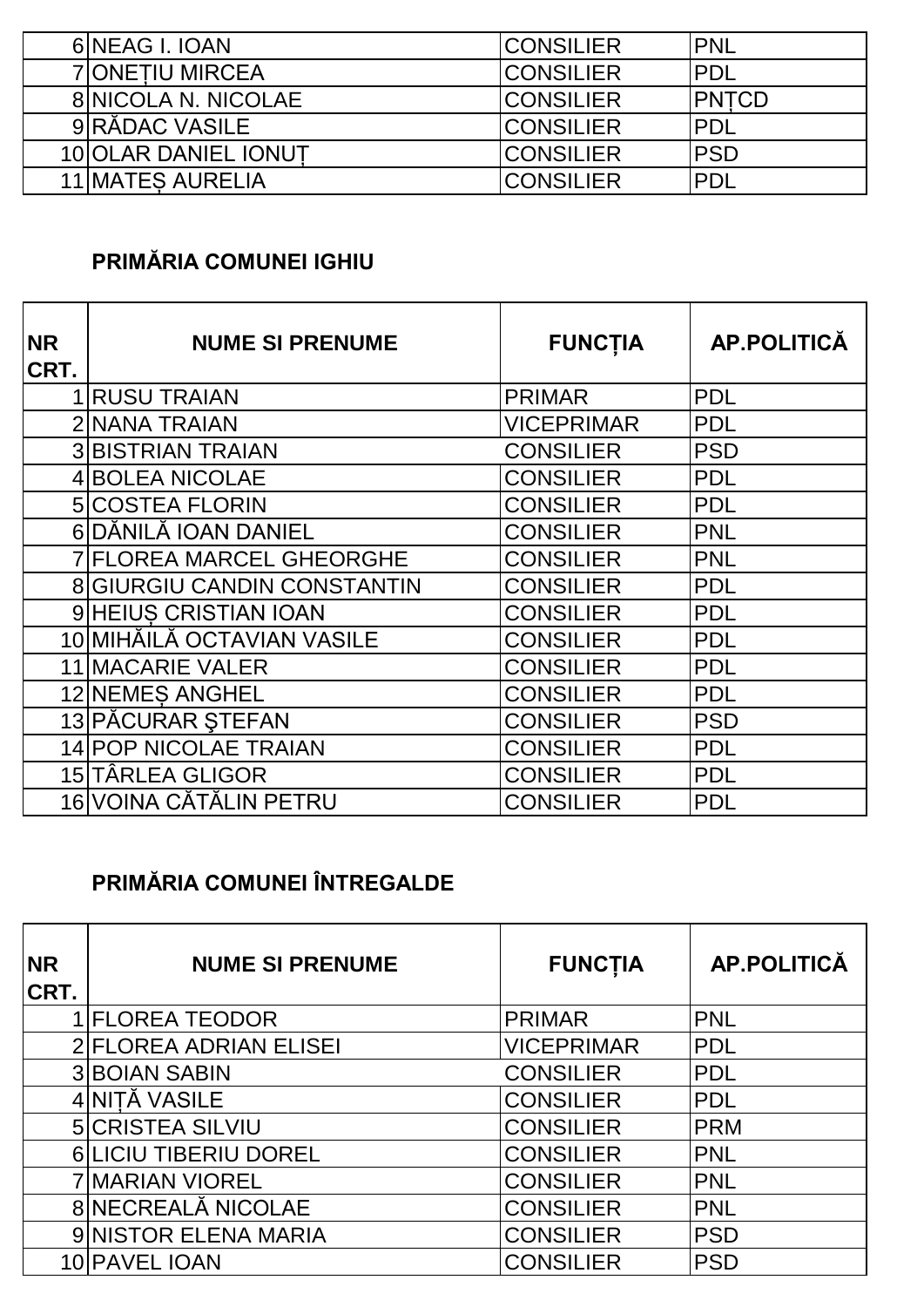| | | | |
|---|---|---|---|
| 6 | NEAG I. IOAN | CONSILIER | PNL |
| 7 | ONEȚIU MIRCEA | CONSILIER | PDL |
| 8 | NICOLA N. NICOLAE | CONSILIER | PNȚCD |
| 9 | RĂDAC VASILE | CONSILIER | PDL |
| 10 | OLAR DANIEL IONUȚ | CONSILIER | PSD |
| 11 | MATEȘ AURELIA | CONSILIER | PDL |

**PRIMĂRIA COMUNEI IGHIU**

| NR CRT. | NUME SI PRENUME | FUNCȚIA | AP.POLITICĂ |
|---|---|---|---|
| 1 | RUSU TRAIAN | PRIMAR | PDL |
| 2 | NANA TRAIAN | VICEPRIMAR | PDL |
| 3 | BISTRIAN TRAIAN | CONSILIER | PSD |
| 4 | BOLEA NICOLAE | CONSILIER | PDL |
| 5 | COSTEA FLORIN | CONSILIER | PDL |
| 6 | DĂNILĂ IOAN DANIEL | CONSILIER | PNL |
| 7 | FLOREA MARCEL GHEORGHE | CONSILIER | PNL |
| 8 | GIURGIU CANDIN CONSTANTIN | CONSILIER | PDL |
| 9 | HEIUȘ CRISTIAN IOAN | CONSILIER | PDL |
| 10 | MIHĂILĂ OCTAVIAN VASILE | CONSILIER | PDL |
| 11 | MACARIE VALER | CONSILIER | PDL |
| 12 | NEMEȘ ANGHEL | CONSILIER | PDL |
| 13 | PĂCURAR ŞTEFAN | CONSILIER | PSD |
| 14 | POP NICOLAE TRAIAN | CONSILIER | PDL |
| 15 | TÂRLEA GLIGOR | CONSILIER | PDL |
| 16 | VOINA CĂTĂLIN PETRU | CONSILIER | PDL |

**PRIMĂRIA COMUNEI ÎNTREGALDE**

| NR CRT. | NUME SI PRENUME | FUNCȚIA | AP.POLITICĂ |
|---|---|---|---|
| 1 | FLOREA TEODOR | PRIMAR | PNL |
| 2 | FLOREA ADRIAN ELISEI | VICEPRIMAR | PDL |
| 3 | BOIAN SABIN | CONSILIER | PDL |
| 4 | NIȚĂ VASILE | CONSILIER | PDL |
| 5 | CRISTEA SILVIU | CONSILIER | PRM |
| 6 | LICIU TIBERIU DOREL | CONSILIER | PNL |
| 7 | MARIAN VIOREL | CONSILIER | PNL |
| 8 | NECREALĂ NICOLAE | CONSILIER | PNL |
| 9 | NISTOR ELENA MARIA | CONSILIER | PSD |
| 10 | PAVEL IOAN | CONSILIER | PSD |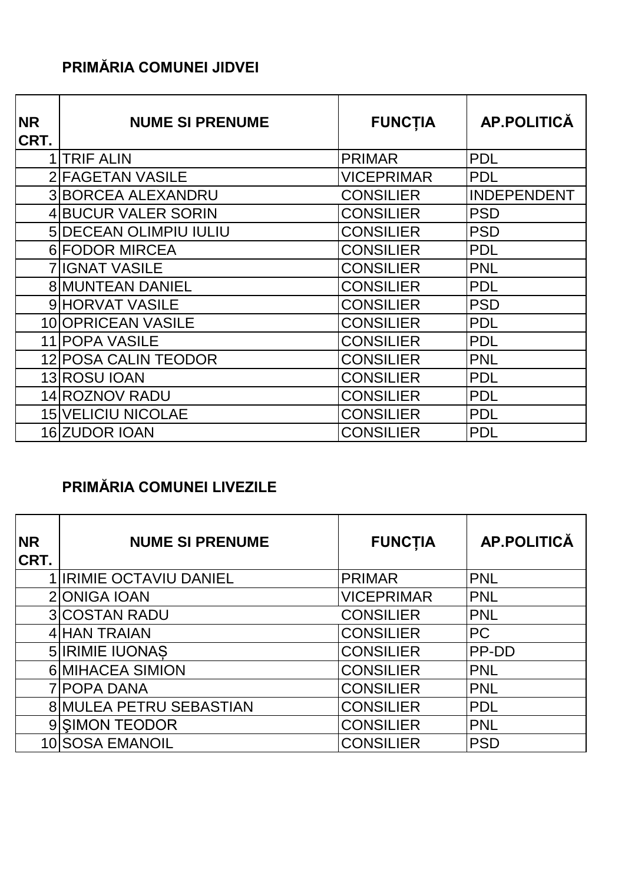## PRIMĂRIA COMUNEI JIDVEI

| NR CRT. | NUME SI PRENUME | FUNCȚIA | AP.POLITICĂ |
|---|---|---|---|
| 1 | TRIF ALIN | PRIMAR | PDL |
| 2 | FAGETAN VASILE | VICEPRIMAR | PDL |
| 3 | BORCEA ALEXANDRU | CONSILIER | INDEPENDENT |
| 4 | BUCUR VALER SORIN | CONSILIER | PSD |
| 5 | DECEAN OLIMPIU IULIU | CONSILIER | PSD |
| 6 | FODOR MIRCEA | CONSILIER | PDL |
| 7 | IGNAT VASILE | CONSILIER | PNL |
| 8 | MUNTEAN DANIEL | CONSILIER | PDL |
| 9 | HORVAT VASILE | CONSILIER | PSD |
| 10 | OPRICEAN VASILE | CONSILIER | PDL |
| 11 | POPA VASILE | CONSILIER | PDL |
| 12 | POSA CALIN TEODOR | CONSILIER | PNL |
| 13 | ROSU IOAN | CONSILIER | PDL |
| 14 | ROZNOV RADU | CONSILIER | PDL |
| 15 | VELICIU NICOLAE | CONSILIER | PDL |
| 16 | ZUDOR IOAN | CONSILIER | PDL |

## PRIMĂRIA COMUNEI LIVEZILE

| NR CRT. | NUME SI PRENUME | FUNCȚIA | AP.POLITICĂ |
|---|---|---|---|
| 1 | IRIMIE OCTAVIU DANIEL | PRIMAR | PNL |
| 2 | ONIGA IOAN | VICEPRIMAR | PNL |
| 3 | COSTAN RADU | CONSILIER | PNL |
| 4 | HAN TRAIAN | CONSILIER | PC |
| 5 | IRIMIE IUONAȘ | CONSILIER | PP-DD |
| 6 | MIHACEA SIMION | CONSILIER | PNL |
| 7 | POPA DANA | CONSILIER | PNL |
| 8 | MULEA PETRU SEBASTIAN | CONSILIER | PDL |
| 9 | ŞIMON TEODOR | CONSILIER | PNL |
| 10 | SOSA EMANOIL | CONSILIER | PSD |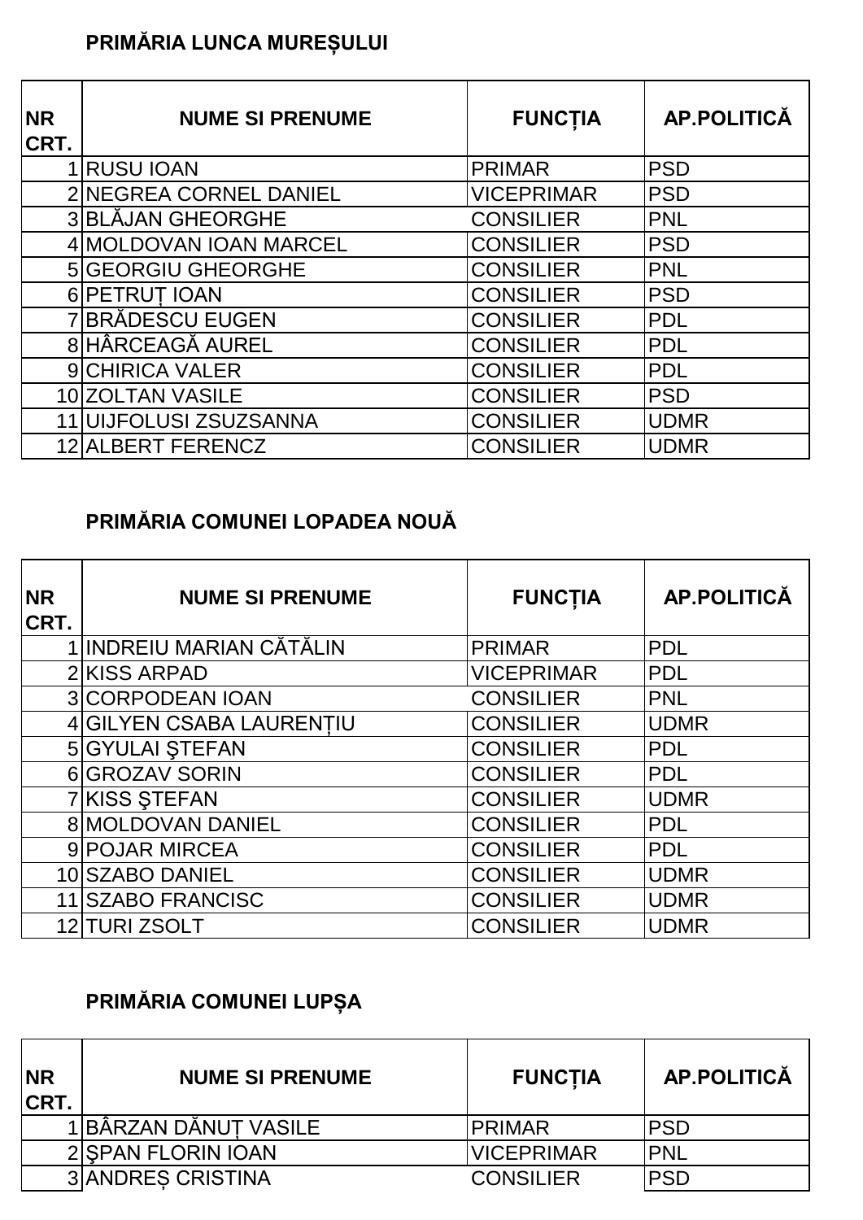**PRIMĂRIA LUNCA MUREȘULUI**

| NR CRT. | NUME SI PRENUME | FUNCȚIA | AP.POLITICĂ |
|---|---|---|---|
| 1 | RUSU IOAN | PRIMAR | PSD |
| 2 | NEGREA CORNEL DANIEL | VICEPRIMAR | PSD |
| 3 | BLĂJAN GHEORGHE | CONSILIER | PNL |
| 4 | MOLDOVAN IOAN MARCEL | CONSILIER | PSD |
| 5 | GEORGIU GHEORGHE | CONSILIER | PNL |
| 6 | PETRUȚ IOAN | CONSILIER | PSD |
| 7 | BRĂDESCU EUGEN | CONSILIER | PDL |
| 8 | HÂRCEAGĂ AUREL | CONSILIER | PDL |
| 9 | CHIRICA VALER | CONSILIER | PDL |
| 10 | ZOLTAN VASILE | CONSILIER | PSD |
| 11 | UIJFOLUSI ZSUZSANNA | CONSILIER | UDMR |
| 12 | ALBERT FERENCZ | CONSILIER | UDMR |

**PRIMĂRIA COMUNEI LOPADEA NOUĂ**

| NR CRT. | NUME SI PRENUME | FUNCȚIA | AP.POLITICĂ |
|---|---|---|---|
| 1 | INDREIU MARIAN CĂTĂLIN | PRIMAR | PDL |
| 2 | KISS ARPAD | VICEPRIMAR | PDL |
| 3 | CORPODEAN IOAN | CONSILIER | PNL |
| 4 | GILYEN CSABA LAURENȚIU | CONSILIER | UDMR |
| 5 | GYULAI ŞTEFAN | CONSILIER | PDL |
| 6 | GROZAV SORIN | CONSILIER | PDL |
| 7 | KISS ŞTEFAN | CONSILIER | UDMR |
| 8 | MOLDOVAN DANIEL | CONSILIER | PDL |
| 9 | POJAR MIRCEA | CONSILIER | PDL |
| 10 | SZABO DANIEL | CONSILIER | UDMR |
| 11 | SZABO FRANCISC | CONSILIER | UDMR |
| 12 | TURI ZSOLT | CONSILIER | UDMR |

**PRIMĂRIA COMUNEI LUPȘA**

| NR CRT. | NUME SI PRENUME | FUNCȚIA | AP.POLITICĂ |
|---|---|---|---|
| 1 | BÂRZAN DĂNUȚ VASILE | PRIMAR | PSD |
| 2 | ŞPAN FLORIN IOAN | VICEPRIMAR | PNL |
| 3 | ANDREȘ CRISTINA | CONSILIER | PSD |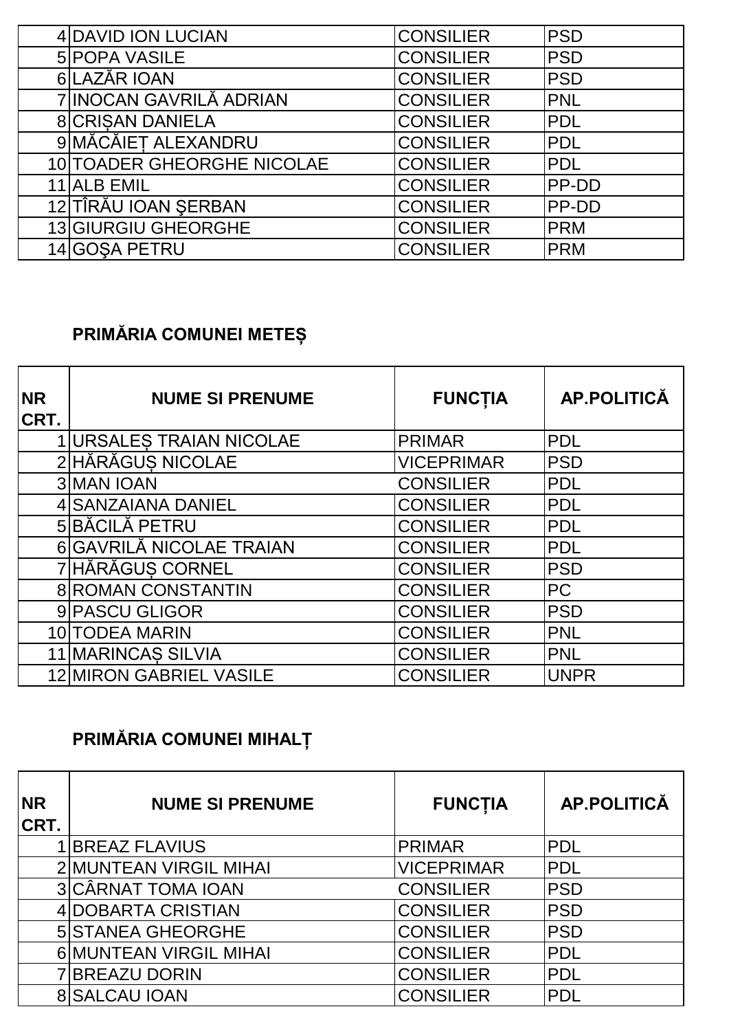| | | | |
|---|---|---|---|
| 4 | DAVID ION LUCIAN | CONSILIER | PSD |
| 5 | POPA VASILE | CONSILIER | PSD |
| 6 | LAZĂR IOAN | CONSILIER | PSD |
| 7 | INOCAN GAVRILĂ ADRIAN | CONSILIER | PNL |
| 8 | CRIȘAN DANIELA | CONSILIER | PDL |
| 9 | MĂCĂIEȚ ALEXANDRU | CONSILIER | PDL |
| 10 | TOADER GHEORGHE NICOLAE | CONSILIER | PDL |
| 11 | ALB EMIL | CONSILIER | PP-DD |
| 12 | TÎRĂU IOAN ŞERBAN | CONSILIER | PP-DD |
| 13 | GIURGIU GHEORGHE | CONSILIER | PRM |
| 14 | GOŞA PETRU | CONSILIER | PRM |

## PRIMĂRIA COMUNEI METEȘ

| NR CRT. | NUME SI PRENUME | FUNCȚIA | AP.POLITICĂ |
|---|---|---|---|
| 1 | URSALEȘ TRAIAN NICOLAE | PRIMAR | PDL |
| 2 | HĂRĂGUȘ NICOLAE | VICEPRIMAR | PSD |
| 3 | MAN IOAN | CONSILIER | PDL |
| 4 | SANZAIANA DANIEL | CONSILIER | PDL |
| 5 | BĂCILĂ PETRU | CONSILIER | PDL |
| 6 | GAVRILĂ NICOLAE TRAIAN | CONSILIER | PDL |
| 7 | HĂRĂGUȘ CORNEL | CONSILIER | PSD |
| 8 | ROMAN CONSTANTIN | CONSILIER | PC |
| 9 | PASCU GLIGOR | CONSILIER | PSD |
| 10 | TODEA MARIN | CONSILIER | PNL |
| 11 | MARINCAȘ SILVIA | CONSILIER | PNL |
| 12 | MIRON GABRIEL VASILE | CONSILIER | UNPR |

## PRIMĂRIA COMUNEI MIHALȚ

| NR CRT. | NUME SI PRENUME | FUNCȚIA | AP.POLITICĂ |
|---|---|---|---|
| 1 | BREAZ FLAVIUS | PRIMAR | PDL |
| 2 | MUNTEAN VIRGIL MIHAI | VICEPRIMAR | PDL |
| 3 | CÂRNAT TOMA IOAN | CONSILIER | PSD |
| 4 | DOBARTA CRISTIAN | CONSILIER | PSD |
| 5 | STANEA GHEORGHE | CONSILIER | PSD |
| 6 | MUNTEAN VIRGIL MIHAI | CONSILIER | PDL |
| 7 | BREAZU DORIN | CONSILIER | PDL |
| 8 | SALCAU IOAN | CONSILIER | PDL |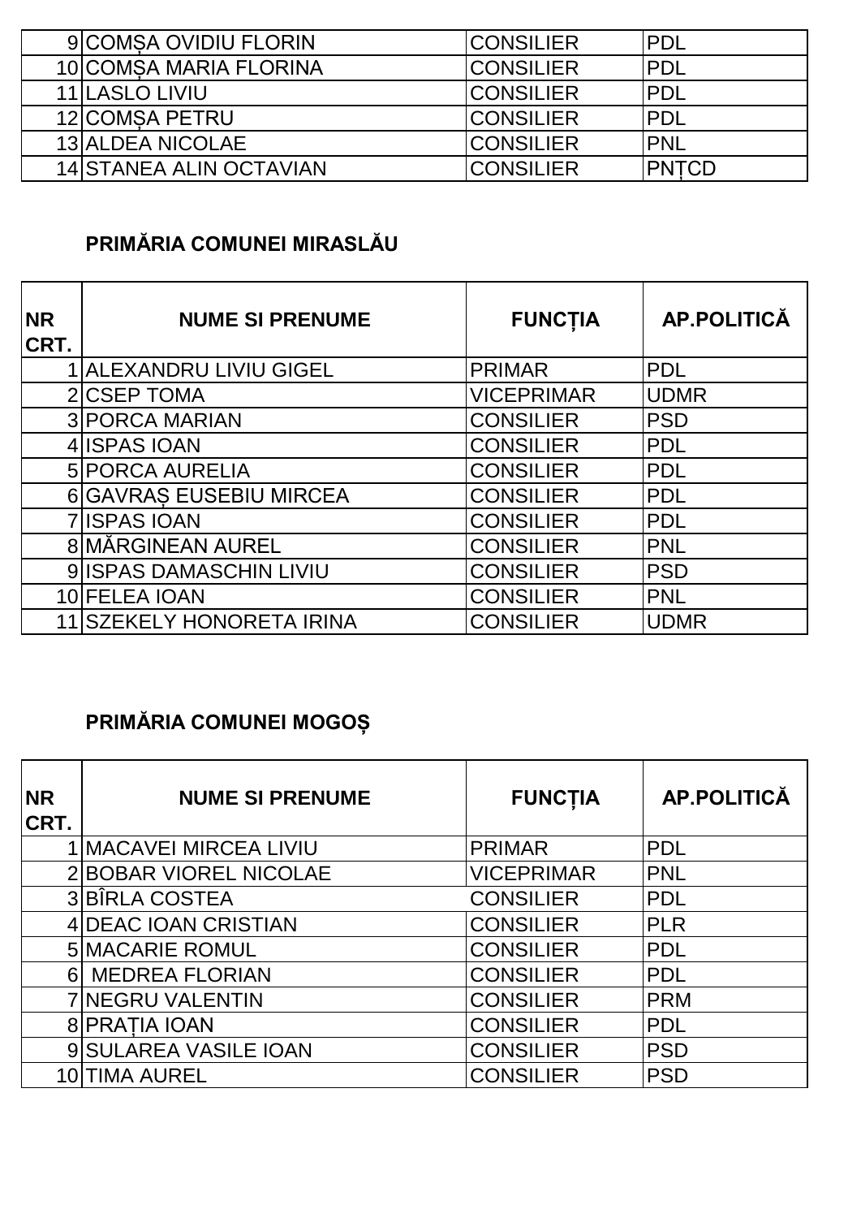| | | | |
|---|---|---|---|
| 9 | COMȘA OVIDIU FLORIN | CONSILIER | PDL |
| 10 | COMȘA MARIA FLORINA | CONSILIER | PDL |
| 11 | LASLO LIVIU | CONSILIER | PDL |
| 12 | COMȘA PETRU | CONSILIER | PDL |
| 13 | ALDEA NICOLAE | CONSILIER | PNL |
| 14 | STANEA ALIN OCTAVIAN | CONSILIER | PNȚCD |

## PRIMĂRIA COMUNEI MIRASLĂU

| NR CRT. | NUME SI PRENUME | FUNCȚIA | AP.POLITICĂ |
|---|---|---|---|
| 1 | ALEXANDRU LIVIU GIGEL | PRIMAR | PDL |
| 2 | CSEP TOMA | VICEPRIMAR | UDMR |
| 3 | PORCA MARIAN | CONSILIER | PSD |
| 4 | ISPAS IOAN | CONSILIER | PDL |
| 5 | PORCA AURELIA | CONSILIER | PDL |
| 6 | GAVRAȘ EUSEBIU MIRCEA | CONSILIER | PDL |
| 7 | ISPAS IOAN | CONSILIER | PDL |
| 8 | MĂRGINEAN AUREL | CONSILIER | PNL |
| 9 | ISPAS DAMASCHIN LIVIU | CONSILIER | PSD |
| 10 | FELEA IOAN | CONSILIER | PNL |
| 11 | SZEKELY HONORETA IRINA | CONSILIER | UDMR |

## PRIMĂRIA COMUNEI MOGOȘ

| NR CRT. | NUME SI PRENUME | FUNCȚIA | AP.POLITICĂ |
|---|---|---|---|
| 1 | MACAVEI MIRCEA LIVIU | PRIMAR | PDL |
| 2 | BOBAR VIOREL NICOLAE | VICEPRIMAR | PNL |
| 3 | BÎRLA COSTEA | CONSILIER | PDL |
| 4 | DEAC IOAN CRISTIAN | CONSILIER | PLR |
| 5 | MACARIE ROMUL | CONSILIER | PDL |
| 6 | MEDREA FLORIAN | CONSILIER | PDL |
| 7 | NEGRU VALENTIN | CONSILIER | PRM |
| 8 | PRAȚIA IOAN | CONSILIER | PDL |
| 9 | SULAREA VASILE IOAN | CONSILIER | PSD |
| 10 | TIMA AUREL | CONSILIER | PSD |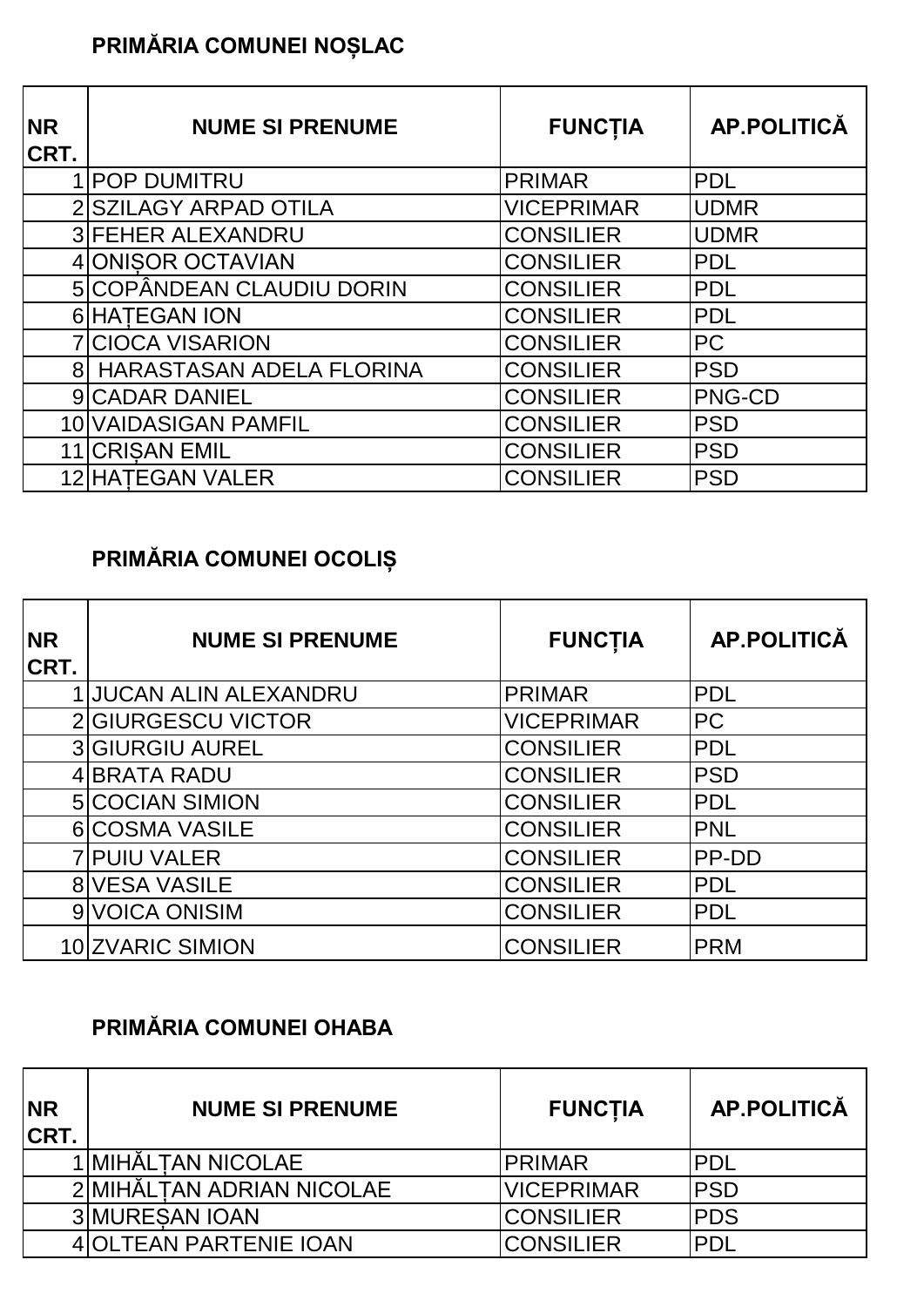**PRIMĂRIA COMUNEI NOȘLAC**

| NR CRT. | NUME SI PRENUME | FUNCȚIA | AP.POLITICĂ |
|---|---|---|---|
| 1 | POP DUMITRU | PRIMAR | PDL |
| 2 | SZILAGY ARPAD OTILA | VICEPRIMAR | UDMR |
| 3 | FEHER ALEXANDRU | CONSILIER | UDMR |
| 4 | ONIȘOR OCTAVIAN | CONSILIER | PDL |
| 5 | COPÂNDEAN CLAUDIU DORIN | CONSILIER | PDL |
| 6 | HAȚEGAN ION | CONSILIER | PDL |
| 7 | CIOCA VISARION | CONSILIER | PC |
| 8 | HARASTASAN ADELA FLORINA | CONSILIER | PSD |
| 9 | CADAR DANIEL | CONSILIER | PNG-CD |
| 10 | VAIDASIGAN PAMFIL | CONSILIER | PSD |
| 11 | CRIȘAN EMIL | CONSILIER | PSD |
| 12 | HAȚEGAN VALER | CONSILIER | PSD |

**PRIMĂRIA COMUNEI OCOLIȘ**

| NR CRT. | NUME SI PRENUME | FUNCȚIA | AP.POLITICĂ |
|---|---|---|---|
| 1 | JUCAN ALIN ALEXANDRU | PRIMAR | PDL |
| 2 | GIURGESCU VICTOR | VICEPRIMAR | PC |
| 3 | GIURGIU AUREL | CONSILIER | PDL |
| 4 | BRATA RADU | CONSILIER | PSD |
| 5 | COCIAN SIMION | CONSILIER | PDL |
| 6 | COSMA VASILE | CONSILIER | PNL |
| 7 | PUIU VALER | CONSILIER | PP-DD |
| 8 | VESA VASILE | CONSILIER | PDL |
| 9 | VOICA ONISIM | CONSILIER | PDL |
| 10 | ZVARIC SIMION | CONSILIER | PRM |

**PRIMĂRIA COMUNEI OHABA**

| NR CRT. | NUME SI PRENUME | FUNCȚIA | AP.POLITICĂ |
|---|---|---|---|
| 1 | MIHĂLȚAN NICOLAE | PRIMAR | PDL |
| 2 | MIHĂLȚAN ADRIAN NICOLAE | VICEPRIMAR | PSD |
| 3 | MUREȘAN IOAN | CONSILIER | PDS |
| 4 | OLTEAN PARTENIE IOAN | CONSILIER | PDL |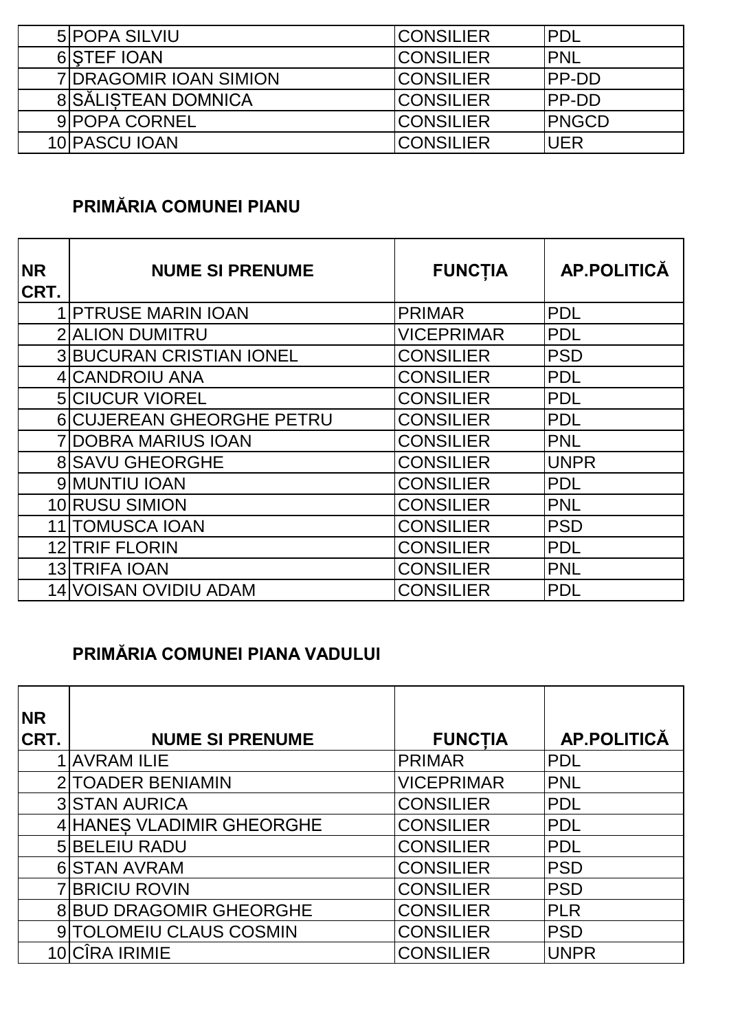| | | | |
|---|---|---|---|
| 5 | POPA SILVIU | CONSILIER | PDL |
| 6 | ŞTEF IOAN | CONSILIER | PNL |
| 7 | DRAGOMIR IOAN SIMION | CONSILIER | PP-DD |
| 8 | SĂLIȘTEAN DOMNICA | CONSILIER | PP-DD |
| 9 | POPA CORNEL | CONSILIER | PNGCD |
| 10 | PASCU IOAN | CONSILIER | UER |

### PRIMĂRIA COMUNEI PIANU

| NR CRT. | NUME SI PRENUME | FUNCȚIA | AP.POLITICĂ |
|---|---|---|---|
| 1 | PTRUSE MARIN IOAN | PRIMAR | PDL |
| 2 | ALION DUMITRU | VICEPRIMAR | PDL |
| 3 | BUCURAN CRISTIAN IONEL | CONSILIER | PSD |
| 4 | CANDROIU ANA | CONSILIER | PDL |
| 5 | CIUCUR VIOREL | CONSILIER | PDL |
| 6 | CUJEREAN GHEORGHE PETRU | CONSILIER | PDL |
| 7 | DOBRA MARIUS IOAN | CONSILIER | PNL |
| 8 | SAVU GHEORGHE | CONSILIER | UNPR |
| 9 | MUNTIU IOAN | CONSILIER | PDL |
| 10 | RUSU SIMION | CONSILIER | PNL |
| 11 | TOMUSCA IOAN | CONSILIER | PSD |
| 12 | TRIF FLORIN | CONSILIER | PDL |
| 13 | TRIFA IOAN | CONSILIER | PNL |
| 14 | VOISAN OVIDIU ADAM | CONSILIER | PDL |

### PRIMĂRIA COMUNEI PIANA VADULUI

| NR CRT. | NUME SI PRENUME | FUNCȚIA | AP.POLITICĂ |
|---|---|---|---|
| 1 | AVRAM ILIE | PRIMAR | PDL |
| 2 | TOADER BENIAMIN | VICEPRIMAR | PNL |
| 3 | STAN AURICA | CONSILIER | PDL |
| 4 | HANEȘ VLADIMIR GHEORGHE | CONSILIER | PDL |
| 5 | BELEIU RADU | CONSILIER | PDL |
| 6 | STAN AVRAM | CONSILIER | PSD |
| 7 | BRICIU ROVIN | CONSILIER | PSD |
| 8 | BUD DRAGOMIR GHEORGHE | CONSILIER | PLR |
| 9 | TOLOMEIU CLAUS COSMIN | CONSILIER | PSD |
| 10 | CÎRA IRIMIE | CONSILIER | UNPR |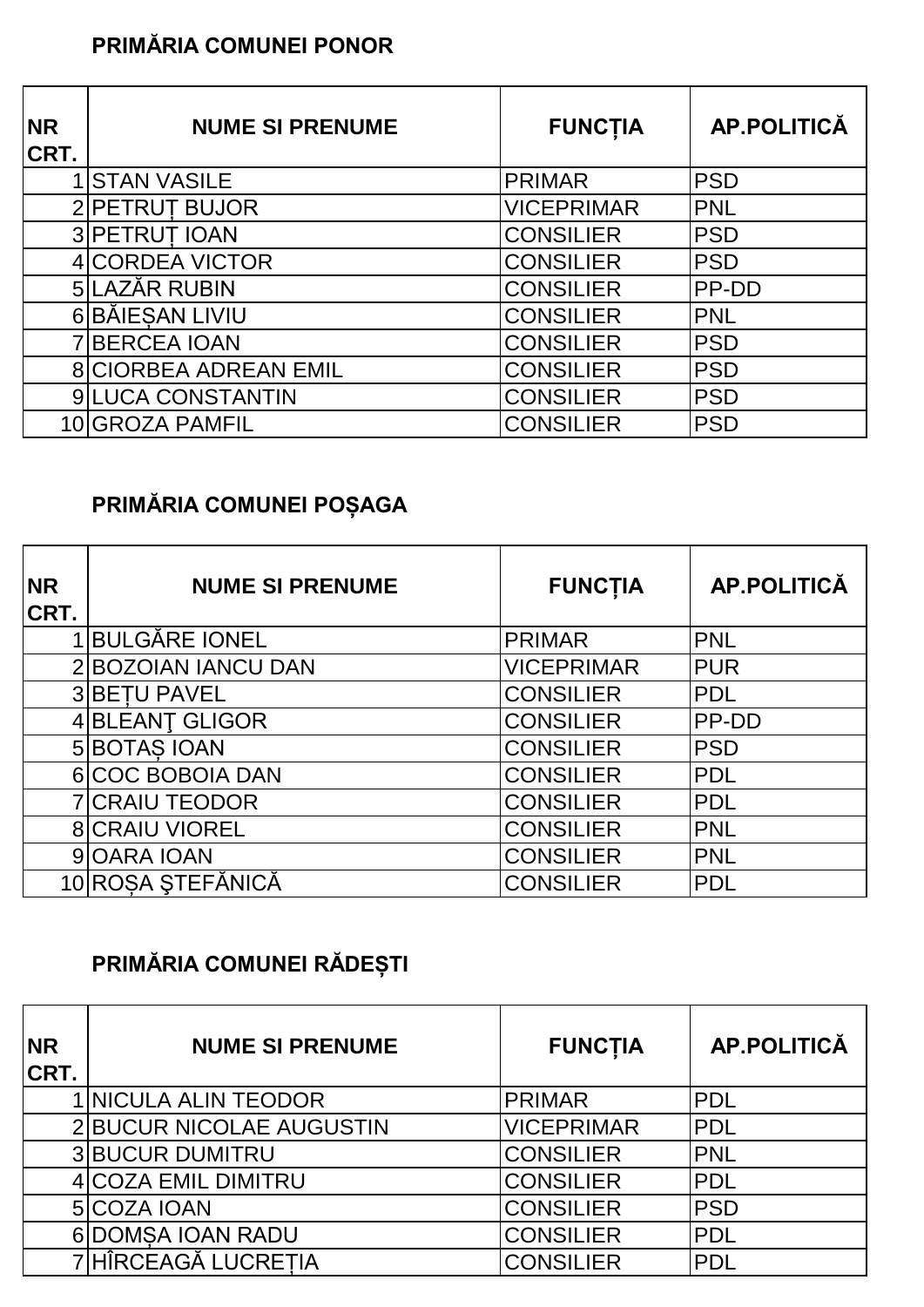**PRIMĂRIA COMUNEI PONOR**

| NR CRT. | NUME SI PRENUME | FUNCȚIA | AP.POLITICĂ |
|---|---|---|---|
| 1 | STAN VASILE | PRIMAR | PSD |
| 2 | PETRUȚ BUJOR | VICEPRIMAR | PNL |
| 3 | PETRUȚ IOAN | CONSILIER | PSD |
| 4 | CORDEA VICTOR | CONSILIER | PSD |
| 5 | LAZĂR RUBIN | CONSILIER | PP-DD |
| 6 | BĂIEȘAN LIVIU | CONSILIER | PNL |
| 7 | BERCEA IOAN | CONSILIER | PSD |
| 8 | CIORBEA ADREAN EMIL | CONSILIER | PSD |
| 9 | LUCA CONSTANTIN | CONSILIER | PSD |
| 10 | GROZA PAMFIL | CONSILIER | PSD |

**PRIMĂRIA COMUNEI POȘAGA**

| NR CRT. | NUME SI PRENUME | FUNCȚIA | AP.POLITICĂ |
|---|---|---|---|
| 1 | BULGĂRE IONEL | PRIMAR | PNL |
| 2 | BOZOIAN IANCU DAN | VICEPRIMAR | PUR |
| 3 | BEȚU PAVEL | CONSILIER | PDL |
| 4 | BLEANŢ GLIGOR | CONSILIER | PP-DD |
| 5 | BOTAȘ IOAN | CONSILIER | PSD |
| 6 | COC BOBOIA DAN | CONSILIER | PDL |
| 7 | CRAIU TEODOR | CONSILIER | PDL |
| 8 | CRAIU VIOREL | CONSILIER | PNL |
| 9 | OARA IOAN | CONSILIER | PNL |
| 10 | ROȘA ŞTEFĂNICĂ | CONSILIER | PDL |

**PRIMĂRIA COMUNEI RĂDEȘTI**

| NR CRT. | NUME SI PRENUME | FUNCȚIA | AP.POLITICĂ |
|---|---|---|---|
| 1 | NICULA ALIN TEODOR | PRIMAR | PDL |
| 2 | BUCUR NICOLAE AUGUSTIN | VICEPRIMAR | PDL |
| 3 | BUCUR DUMITRU | CONSILIER | PNL |
| 4 | COZA EMIL DIMITRU | CONSILIER | PDL |
| 5 | COZA IOAN | CONSILIER | PSD |
| 6 | DOMȘA IOAN RADU | CONSILIER | PDL |
| 7 | HÎRCEAGĂ LUCREȚIA | CONSILIER | PDL |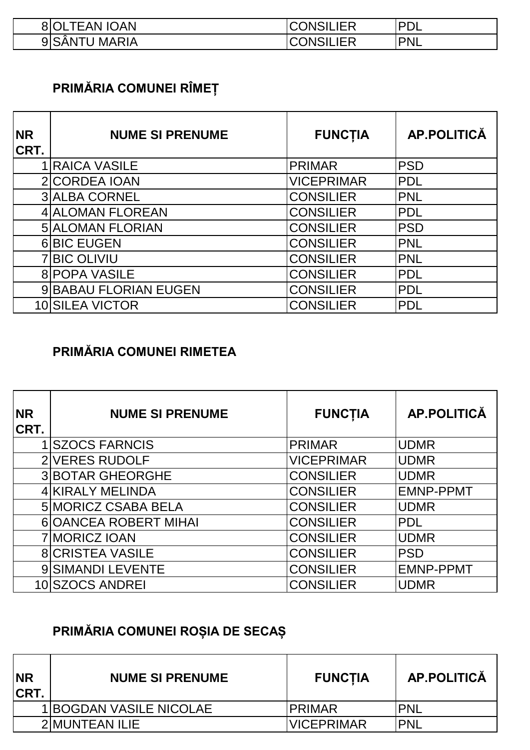| | | | |
|---|---|---|---|
| 8 | OLTEAN IOAN | CONSILIER | PDL |
| 9 | SÂNTU MARIA | CONSILIER | PNL |

### PRIMĂRIA COMUNEI RÎMEȚ

| NR CRT. | NUME SI PRENUME | FUNCȚIA | AP.POLITICĂ |
|---|---|---|---|
| 1 | RAICA VASILE | PRIMAR | PSD |
| 2 | CORDEA IOAN | VICEPRIMAR | PDL |
| 3 | ALBA CORNEL | CONSILIER | PNL |
| 4 | ALOMAN FLOREAN | CONSILIER | PDL |
| 5 | ALOMAN FLORIAN | CONSILIER | PSD |
| 6 | BIC EUGEN | CONSILIER | PNL |
| 7 | BIC OLIVIU | CONSILIER | PNL |
| 8 | POPA VASILE | CONSILIER | PDL |
| 9 | BABAU FLORIAN EUGEN | CONSILIER | PDL |
| 10 | SILEA VICTOR | CONSILIER | PDL |

### PRIMĂRIA COMUNEI RIMETEA

| NR CRT. | NUME SI PRENUME | FUNCȚIA | AP.POLITICĂ |
|---|---|---|---|
| 1 | SZOCS FARNCIS | PRIMAR | UDMR |
| 2 | VERES RUDOLF | VICEPRIMAR | UDMR |
| 3 | BOTAR GHEORGHE | CONSILIER | UDMR |
| 4 | KIRALY MELINDA | CONSILIER | EMNP-PPMT |
| 5 | MORICZ CSABA BELA | CONSILIER | UDMR |
| 6 | OANCEA ROBERT MIHAI | CONSILIER | PDL |
| 7 | MORICZ IOAN | CONSILIER | UDMR |
| 8 | CRISTEA VASILE | CONSILIER | PSD |
| 9 | SIMANDI LEVENTE | CONSILIER | EMNP-PPMT |
| 10 | SZOCS ANDREI | CONSILIER | UDMR |

### PRIMĂRIA COMUNEI ROȘIA DE SECAȘ

| NR CRT. | NUME SI PRENUME | FUNCȚIA | AP.POLITICĂ |
|---|---|---|---|
| 1 | BOGDAN VASILE NICOLAE | PRIMAR | PNL |
| 2 | MUNTEAN ILIE | VICEPRIMAR | PNL |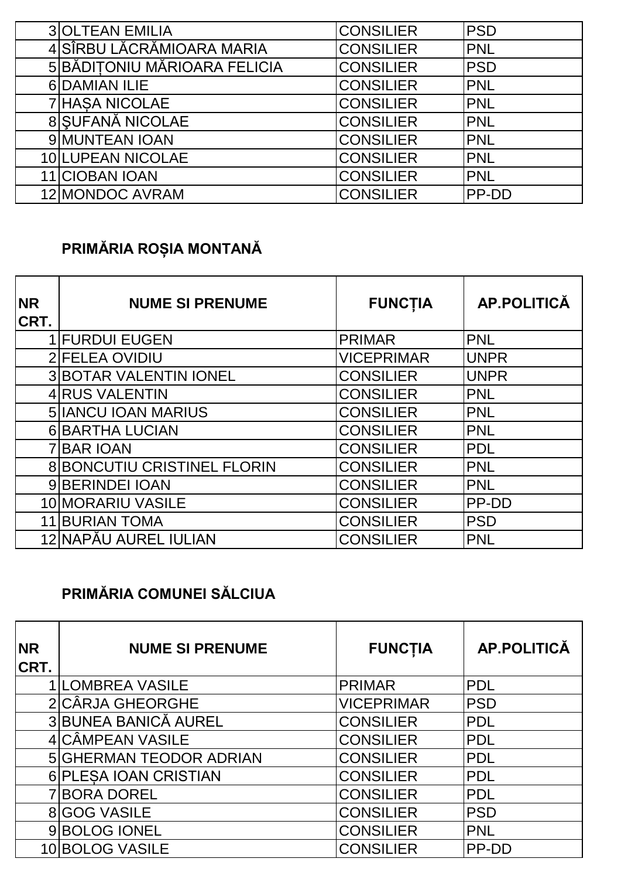| | | | |
|---|---|---|---|
| 3 | OLTEAN EMILIA | CONSILIER | PSD |
| 4 | SÎRBU LĂCRĂMIOARA MARIA | CONSILIER | PNL |
| 5 | BĂDIȚONIU MĂRIOARA FELICIA | CONSILIER | PSD |
| 6 | DAMIAN ILIE | CONSILIER | PNL |
| 7 | HAȘA NICOLAE | CONSILIER | PNL |
| 8 | ŞUFANĂ NICOLAE | CONSILIER | PNL |
| 9 | MUNTEAN IOAN | CONSILIER | PNL |
| 10 | LUPEAN NICOLAE | CONSILIER | PNL |
| 11 | CIOBAN IOAN | CONSILIER | PNL |
| 12 | MONDOC AVRAM | CONSILIER | PP-DD |

## PRIMĂRIA ROȘIA MONTANĂ

| NR CRT. | NUME SI PRENUME | FUNCȚIA | AP.POLITICĂ |
|---|---|---|---|
| 1 | FURDUI EUGEN | PRIMAR | PNL |
| 2 | FELEA OVIDIU | VICEPRIMAR | UNPR |
| 3 | BOTAR VALENTIN IONEL | CONSILIER | UNPR |
| 4 | RUS VALENTIN | CONSILIER | PNL |
| 5 | IANCU IOAN MARIUS | CONSILIER | PNL |
| 6 | BARTHA LUCIAN | CONSILIER | PNL |
| 7 | BAR IOAN | CONSILIER | PDL |
| 8 | BONCUTIU CRISTINEL FLORIN | CONSILIER | PNL |
| 9 | BERINDEI IOAN | CONSILIER | PNL |
| 10 | MORARIU VASILE | CONSILIER | PP-DD |
| 11 | BURIAN TOMA | CONSILIER | PSD |
| 12 | NAPĂU AUREL IULIAN | CONSILIER | PNL |

## PRIMĂRIA COMUNEI SĂLCIUA

| NR CRT. | NUME SI PRENUME | FUNCȚIA | AP.POLITICĂ |
|---|---|---|---|
| 1 | LOMBREA VASILE | PRIMAR | PDL |
| 2 | CÂRJA GHEORGHE | VICEPRIMAR | PSD |
| 3 | BUNEA BANICĂ AUREL | CONSILIER | PDL |
| 4 | CÂMPEAN VASILE | CONSILIER | PDL |
| 5 | GHERMAN TEODOR ADRIAN | CONSILIER | PDL |
| 6 | PLEȘA IOAN CRISTIAN | CONSILIER | PDL |
| 7 | BORA DOREL | CONSILIER | PDL |
| 8 | GOG VASILE | CONSILIER | PSD |
| 9 | BOLOG IONEL | CONSILIER | PNL |
| 10 | BOLOG VASILE | CONSILIER | PP-DD |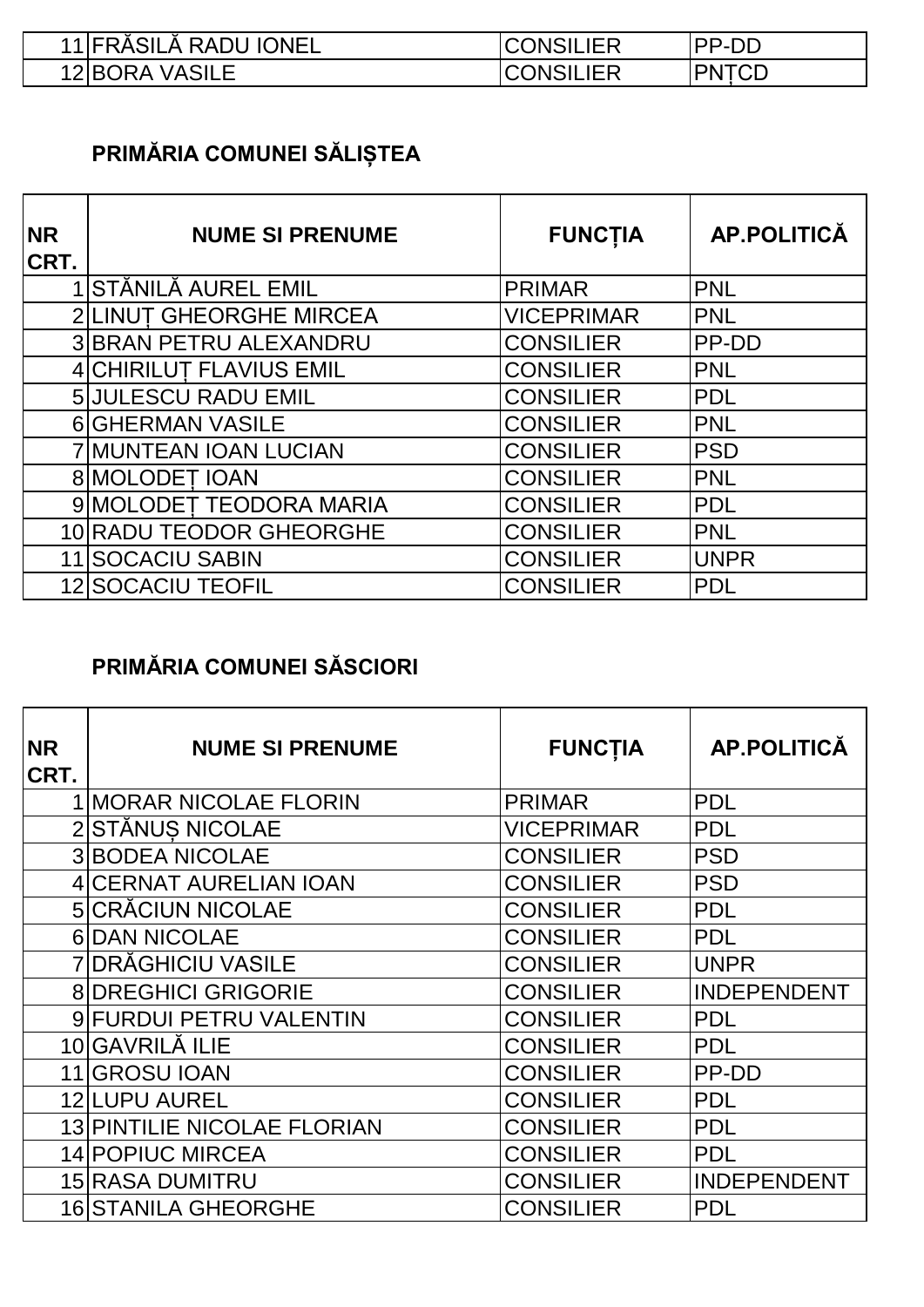| | | | |
|---|---|---|---|
| 11 | FRĂSILĂ RADU IONEL | CONSILIER | PP-DD |
| 12 | BORA VASILE | CONSILIER | PNȚCD |

## PRIMĂRIA COMUNEI SĂLIȘTEA

| NR CRT. | NUME SI PRENUME | FUNCȚIA | AP.POLITICĂ |
|---|---|---|---|
| 1 | STĂNILĂ AUREL EMIL | PRIMAR | PNL |
| 2 | LINUȚ GHEORGHE MIRCEA | VICEPRIMAR | PNL |
| 3 | BRAN PETRU ALEXANDRU | CONSILIER | PP-DD |
| 4 | CHIRILUȚ FLAVIUS EMIL | CONSILIER | PNL |
| 5 | JULESCU RADU EMIL | CONSILIER | PDL |
| 6 | GHERMAN VASILE | CONSILIER | PNL |
| 7 | MUNTEAN IOAN LUCIAN | CONSILIER | PSD |
| 8 | MOLODEȚ IOAN | CONSILIER | PNL |
| 9 | MOLODEȚ TEODORA MARIA | CONSILIER | PDL |
| 10 | RADU TEODOR GHEORGHE | CONSILIER | PNL |
| 11 | SOCACIU SABIN | CONSILIER | UNPR |
| 12 | SOCACIU TEOFIL | CONSILIER | PDL |

## PRIMĂRIA COMUNEI SĂSCIORI

| NR CRT. | NUME SI PRENUME | FUNCȚIA | AP.POLITICĂ |
|---|---|---|---|
| 1 | MORAR NICOLAE FLORIN | PRIMAR | PDL |
| 2 | STĂNUȘ NICOLAE | VICEPRIMAR | PDL |
| 3 | BODEA NICOLAE | CONSILIER | PSD |
| 4 | CERNAT AURELIAN IOAN | CONSILIER | PSD |
| 5 | CRĂCIUN NICOLAE | CONSILIER | PDL |
| 6 | DAN NICOLAE | CONSILIER | PDL |
| 7 | DRĂGHICIU VASILE | CONSILIER | UNPR |
| 8 | DREGHICI GRIGORIE | CONSILIER | INDEPENDENT |
| 9 | FURDUI PETRU VALENTIN | CONSILIER | PDL |
| 10 | GAVRILĂ ILIE | CONSILIER | PDL |
| 11 | GROSU IOAN | CONSILIER | PP-DD |
| 12 | LUPU AUREL | CONSILIER | PDL |
| 13 | PINTILIE NICOLAE FLORIAN | CONSILIER | PDL |
| 14 | POPIUC MIRCEA | CONSILIER | PDL |
| 15 | RASA DUMITRU | CONSILIER | INDEPENDENT |
| 16 | STANILA GHEORGHE | CONSILIER | PDL |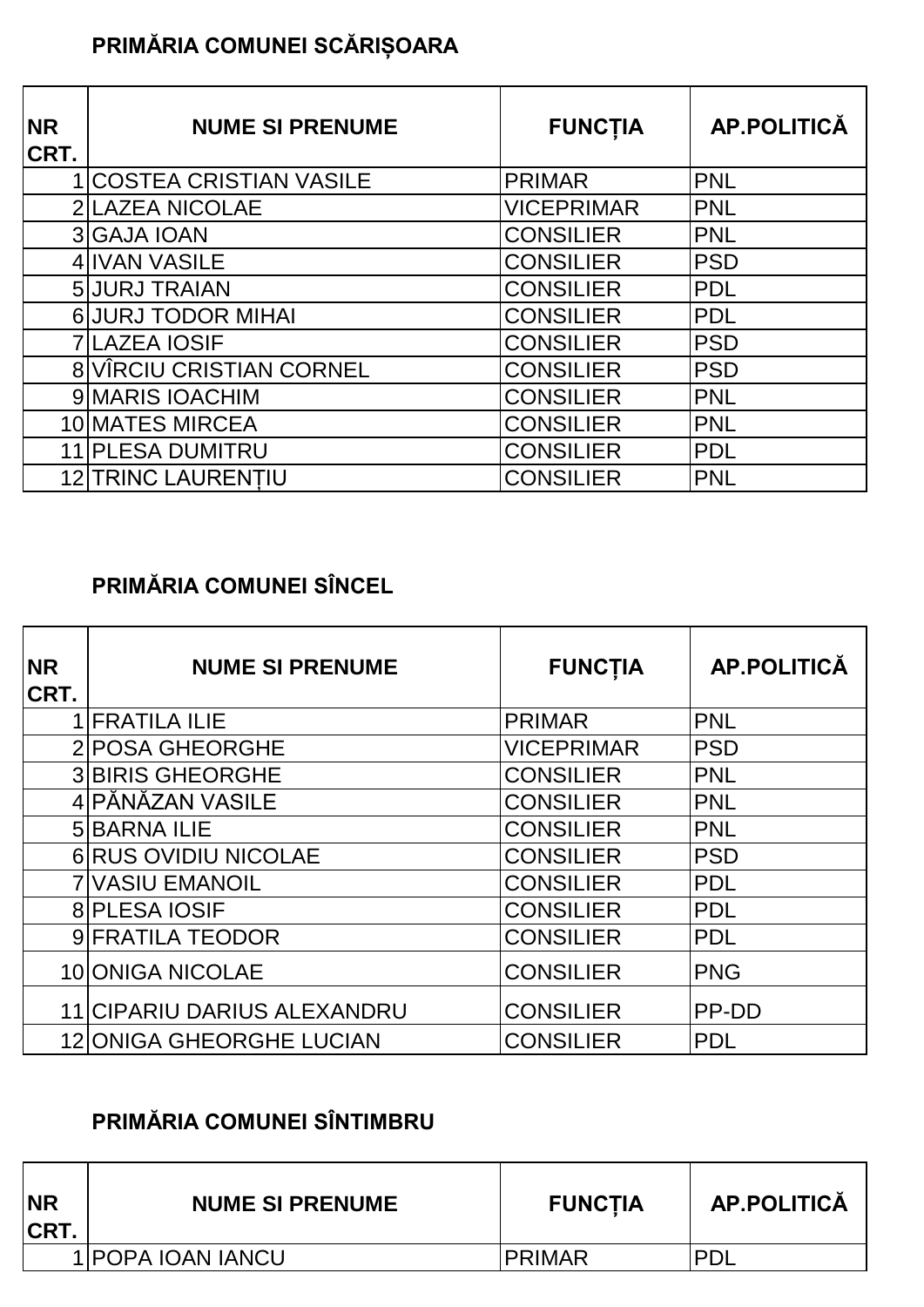**PRIMĂRIA COMUNEI SCĂRIȘOARA**

| NR CRT. | NUME SI PRENUME | FUNCȚIA | AP.POLITICĂ |
|---|---|---|---|
| 1 | COSTEA CRISTIAN VASILE | PRIMAR | PNL |
| 2 | LAZEA NICOLAE | VICEPRIMAR | PNL |
| 3 | GAJA IOAN | CONSILIER | PNL |
| 4 | IVAN VASILE | CONSILIER | PSD |
| 5 | JURJ TRAIAN | CONSILIER | PDL |
| 6 | JURJ TODOR MIHAI | CONSILIER | PDL |
| 7 | LAZEA IOSIF | CONSILIER | PSD |
| 8 | VÎRCIU CRISTIAN CORNEL | CONSILIER | PSD |
| 9 | MARIS IOACHIM | CONSILIER | PNL |
| 10 | MATES MIRCEA | CONSILIER | PNL |
| 11 | PLESA DUMITRU | CONSILIER | PDL |
| 12 | TRINC LAURENȚIU | CONSILIER | PNL |

**PRIMĂRIA COMUNEI SÎNCEL**

| NR CRT. | NUME SI PRENUME | FUNCȚIA | AP.POLITICĂ |
|---|---|---|---|
| 1 | FRATILA ILIE | PRIMAR | PNL |
| 2 | POSA GHEORGHE | VICEPRIMAR | PSD |
| 3 | BIRIS GHEORGHE | CONSILIER | PNL |
| 4 | PĂNĂZAN VASILE | CONSILIER | PNL |
| 5 | BARNA ILIE | CONSILIER | PNL |
| 6 | RUS OVIDIU NICOLAE | CONSILIER | PSD |
| 7 | VASIU EMANOIL | CONSILIER | PDL |
| 8 | PLESA IOSIF | CONSILIER | PDL |
| 9 | FRATILA TEODOR | CONSILIER | PDL |
| 10 | ONIGA NICOLAE | CONSILIER | PNG |
| 11 | CIPARIU DARIUS ALEXANDRU | CONSILIER | PP-DD |
| 12 | ONIGA GHEORGHE LUCIAN | CONSILIER | PDL |

**PRIMĂRIA COMUNEI SÎNTIMBRU**

| NR CRT. | NUME SI PRENUME | FUNCȚIA | AP.POLITICĂ |
|---|---|---|---|
| 1 | POPA IOAN IANCU | PRIMAR | PDL |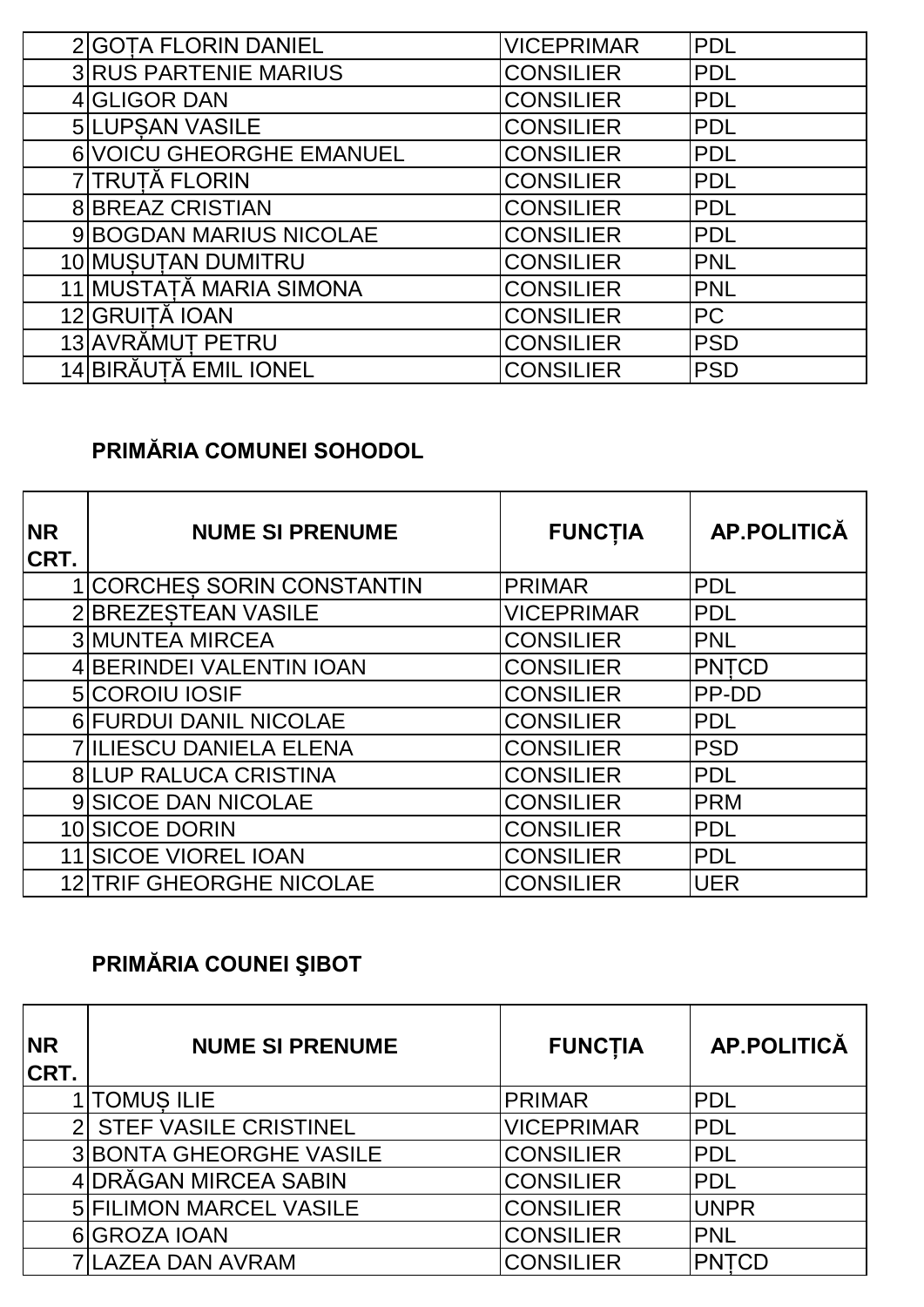| | | | |
|---|---|---|---|
| 2 | GOȚA FLORIN DANIEL | VICEPRIMAR | PDL |
| 3 | RUS PARTENIE MARIUS | CONSILIER | PDL |
| 4 | GLIGOR DAN | CONSILIER | PDL |
| 5 | LUPȘAN VASILE | CONSILIER | PDL |
| 6 | VOICU GHEORGHE EMANUEL | CONSILIER | PDL |
| 7 | TRUȚĂ FLORIN | CONSILIER | PDL |
| 8 | BREAZ CRISTIAN | CONSILIER | PDL |
| 9 | BOGDAN MARIUS NICOLAE | CONSILIER | PDL |
| 10 | MUȘUȚAN DUMITRU | CONSILIER | PNL |
| 11 | MUSTAȚĂ MARIA SIMONA | CONSILIER | PNL |
| 12 | GRUIȚĂ IOAN | CONSILIER | PC |
| 13 | AVRĂMUȚ PETRU | CONSILIER | PSD |
| 14 | BIRĂUȚĂ EMIL IONEL | CONSILIER | PSD |

**PRIMĂRIA COMUNEI SOHODOL**

| NR CRT. | NUME SI PRENUME | FUNCȚIA | AP.POLITICĂ |
|---|---|---|---|
| 1 | CORCHEȘ SORIN CONSTANTIN | PRIMAR | PDL |
| 2 | BREZEȘTEAN VASILE | VICEPRIMAR | PDL |
| 3 | MUNTEA MIRCEA | CONSILIER | PNL |
| 4 | BERINDEI VALENTIN IOAN | CONSILIER | PNȚCD |
| 5 | COROIU IOSIF | CONSILIER | PP-DD |
| 6 | FURDUI DANIL NICOLAE | CONSILIER | PDL |
| 7 | ILIESCU DANIELA ELENA | CONSILIER | PSD |
| 8 | LUP RALUCA CRISTINA | CONSILIER | PDL |
| 9 | SICOE DAN NICOLAE | CONSILIER | PRM |
| 10 | SICOE DORIN | CONSILIER | PDL |
| 11 | SICOE VIOREL IOAN | CONSILIER | PDL |
| 12 | TRIF GHEORGHE NICOLAE | CONSILIER | UER |

**PRIMĂRIA COUNEI ŞIBOT**

| NR CRT. | NUME SI PRENUME | FUNCȚIA | AP.POLITICĂ |
|---|---|---|---|
| 1 | TOMUȘ ILIE | PRIMAR | PDL |
| 2 | STEF VASILE CRISTINEL | VICEPRIMAR | PDL |
| 3 | BONTA GHEORGHE VASILE | CONSILIER | PDL |
| 4 | DRĂGAN MIRCEA SABIN | CONSILIER | PDL |
| 5 | FILIMON MARCEL VASILE | CONSILIER | UNPR |
| 6 | GROZA IOAN | CONSILIER | PNL |
| 7 | LAZEA DAN AVRAM | CONSILIER | PNȚCD |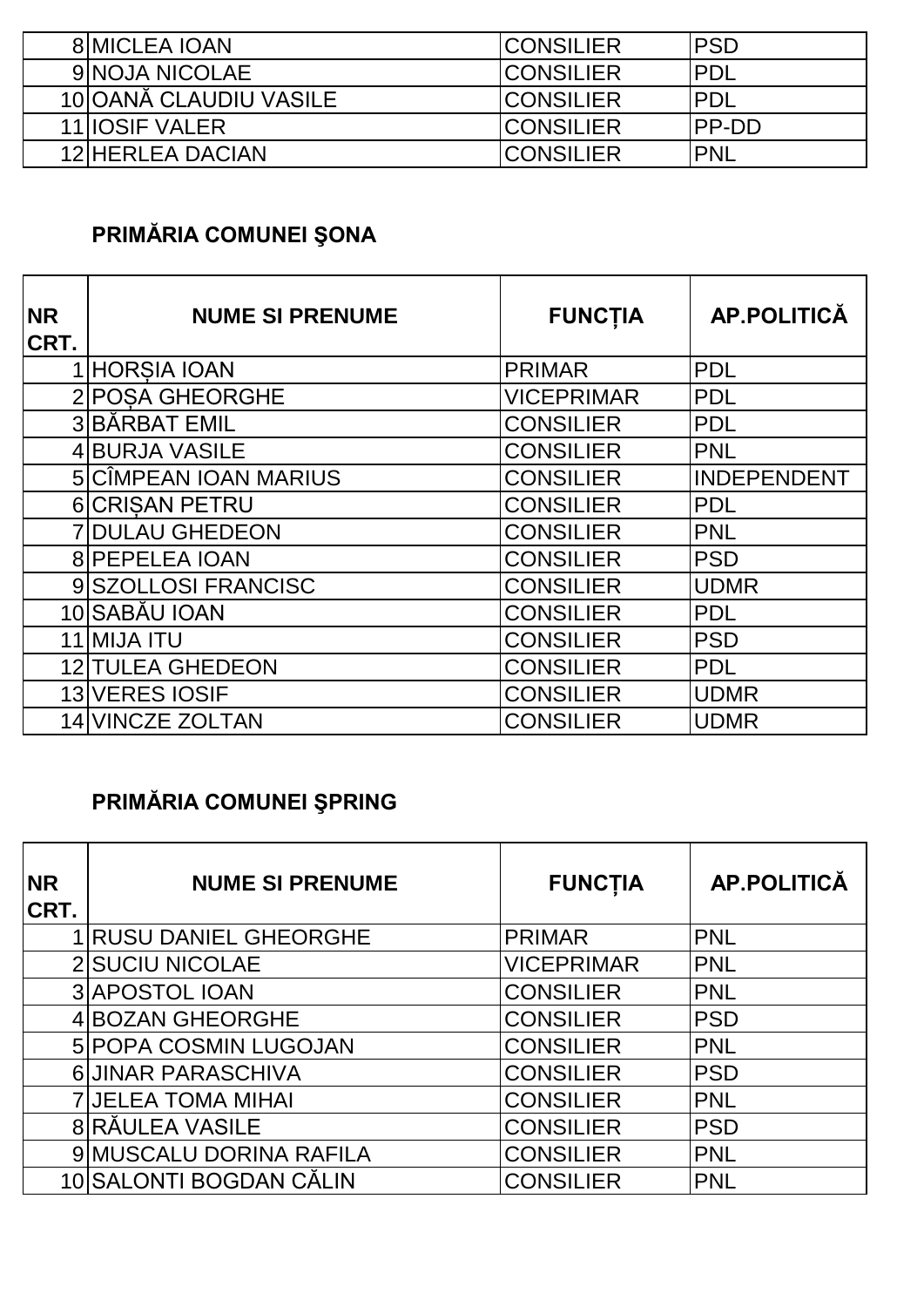| | | | |
|---|---|---|---|
| 8 | MICLEA IOAN | CONSILIER | PSD |
| 9 | NOJA NICOLAE | CONSILIER | PDL |
| 10 | OANĂ CLAUDIU VASILE | CONSILIER | PDL |
| 11 | IOSIF VALER | CONSILIER | PP-DD |
| 12 | HERLEA DACIAN | CONSILIER | PNL |

## PRIMĂRIA COMUNEI ŞONA

| NR CRT. | NUME SI PRENUME | FUNCȚIA | AP.POLITICĂ |
|---|---|---|---|
| 1 | HORȘIA IOAN | PRIMAR | PDL |
| 2 | POȘA GHEORGHE | VICEPRIMAR | PDL |
| 3 | BĂRBAT EMIL | CONSILIER | PDL |
| 4 | BURJA VASILE | CONSILIER | PNL |
| 5 | CÎMPEAN IOAN MARIUS | CONSILIER | INDEPENDENT |
| 6 | CRIȘAN PETRU | CONSILIER | PDL |
| 7 | DULAU GHEDEON | CONSILIER | PNL |
| 8 | PEPELEA IOAN | CONSILIER | PSD |
| 9 | SZOLLOSI FRANCISC | CONSILIER | UDMR |
| 10 | SABĂU IOAN | CONSILIER | PDL |
| 11 | MIJA ITU | CONSILIER | PSD |
| 12 | TULEA GHEDEON | CONSILIER | PDL |
| 13 | VERES IOSIF | CONSILIER | UDMR |
| 14 | VINCZE ZOLTAN | CONSILIER | UDMR |

## PRIMĂRIA COMUNEI ŞPRING

| NR CRT. | NUME SI PRENUME | FUNCȚIA | AP.POLITICĂ |
|---|---|---|---|
| 1 | RUSU DANIEL GHEORGHE | PRIMAR | PNL |
| 2 | SUCIU NICOLAE | VICEPRIMAR | PNL |
| 3 | APOSTOL IOAN | CONSILIER | PNL |
| 4 | BOZAN GHEORGHE | CONSILIER | PSD |
| 5 | POPA COSMIN LUGOJAN | CONSILIER | PNL |
| 6 | JINAR PARASCHIVA | CONSILIER | PSD |
| 7 | JELEA TOMA MIHAI | CONSILIER | PNL |
| 8 | RĂULEA VASILE | CONSILIER | PSD |
| 9 | MUSCALU DORINA RAFILA | CONSILIER | PNL |
| 10 | SALONTI BOGDAN CĂLIN | CONSILIER | PNL |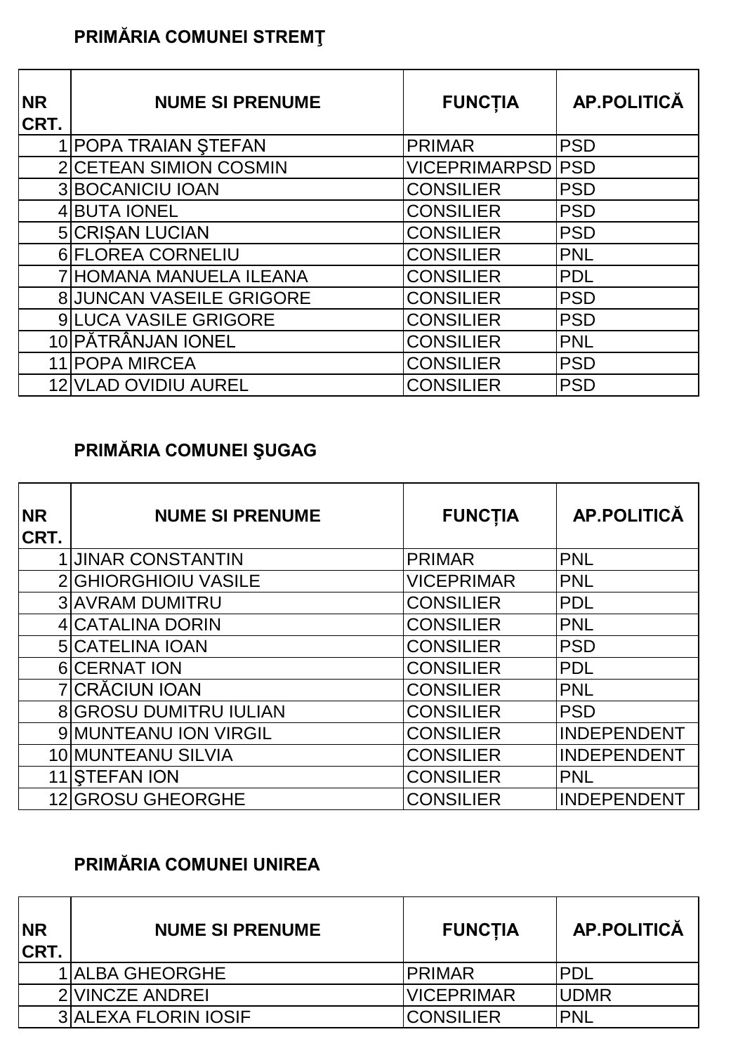**PRIMĂRIA COMUNEI STREMŢ**

| NR CRT. | NUME SI PRENUME | FUNCȚIA | AP.POLITICĂ |
|---|---|---|---|
| 1 | POPA TRAIAN ŞTEFAN | PRIMAR | PSD |
| 2 | CETEAN SIMION COSMIN | VICEPRIMARPSD | PSD |
| 3 | BOCANICIU IOAN | CONSILIER | PSD |
| 4 | BUTA IONEL | CONSILIER | PSD |
| 5 | CRIȘAN LUCIAN | CONSILIER | PSD |
| 6 | FLOREA CORNELIU | CONSILIER | PNL |
| 7 | HOMANA MANUELA ILEANA | CONSILIER | PDL |
| 8 | JUNCAN VASEILE GRIGORE | CONSILIER | PSD |
| 9 | LUCA VASILE GRIGORE | CONSILIER | PSD |
| 10 | PĂTRÂNJAN IONEL | CONSILIER | PNL |
| 11 | POPA MIRCEA | CONSILIER | PSD |
| 12 | VLAD OVIDIU AUREL | CONSILIER | PSD |

**PRIMĂRIA COMUNEI ŞUGAG**

| NR CRT. | NUME SI PRENUME | FUNCȚIA | AP.POLITICĂ |
|---|---|---|---|
| 1 | JINAR CONSTANTIN | PRIMAR | PNL |
| 2 | GHIORGHIOIU VASILE | VICEPRIMAR | PNL |
| 3 | AVRAM DUMITRU | CONSILIER | PDL |
| 4 | CATALINA DORIN | CONSILIER | PNL |
| 5 | CATELINA IOAN | CONSILIER | PSD |
| 6 | CERNAT ION | CONSILIER | PDL |
| 7 | CRĂCIUN IOAN | CONSILIER | PNL |
| 8 | GROSU DUMITRU IULIAN | CONSILIER | PSD |
| 9 | MUNTEANU ION VIRGIL | CONSILIER | INDEPENDENT |
| 10 | MUNTEANU SILVIA | CONSILIER | INDEPENDENT |
| 11 | ŞTEFAN ION | CONSILIER | PNL |
| 12 | GROSU GHEORGHE | CONSILIER | INDEPENDENT |

**PRIMĂRIA COMUNEI UNIREA**

| NR CRT. | NUME SI PRENUME | FUNCȚIA | AP.POLITICĂ |
|---|---|---|---|
| 1 | ALBA GHEORGHE | PRIMAR | PDL |
| 2 | VINCZE ANDREI | VICEPRIMAR | UDMR |
| 3 | ALEXA FLORIN IOSIF | CONSILIER | PNL |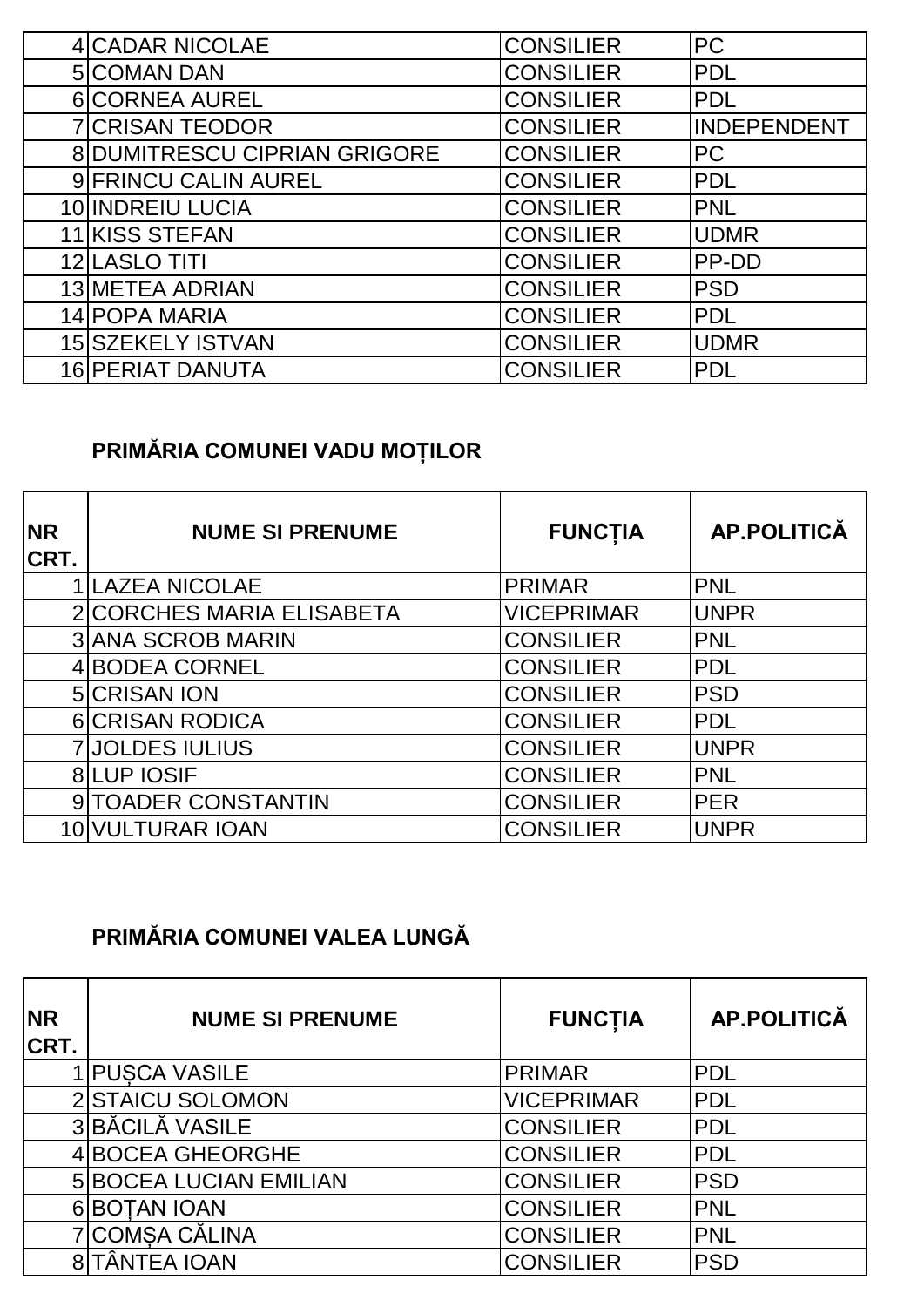| | | | |
|---|---|---|---|
| 4 | CADAR NICOLAE | CONSILIER | PC |
| 5 | COMAN DAN | CONSILIER | PDL |
| 6 | CORNEA AUREL | CONSILIER | PDL |
| 7 | CRISAN TEODOR | CONSILIER | INDEPENDENT |
| 8 | DUMITRESCU CIPRIAN GRIGORE | CONSILIER | PC |
| 9 | FRINCU CALIN AUREL | CONSILIER | PDL |
| 10 | INDREIU LUCIA | CONSILIER | PNL |
| 11 | KISS STEFAN | CONSILIER | UDMR |
| 12 | LASLO TITI | CONSILIER | PP-DD |
| 13 | METEA ADRIAN | CONSILIER | PSD |
| 14 | POPA MARIA | CONSILIER | PDL |
| 15 | SZEKELY ISTVAN | CONSILIER | UDMR |
| 16 | PERIAT DANUTA | CONSILIER | PDL |

## PRIMĂRIA COMUNEI VADU MOȚILOR

| NR CRT. | NUME SI PRENUME | FUNCȚIA | AP.POLITICĂ |
|---|---|---|---|
| 1 | LAZEA NICOLAE | PRIMAR | PNL |
| 2 | CORCHES MARIA ELISABETA | VICEPRIMAR | UNPR |
| 3 | ANA SCROB MARIN | CONSILIER | PNL |
| 4 | BODEA CORNEL | CONSILIER | PDL |
| 5 | CRISAN ION | CONSILIER | PSD |
| 6 | CRISAN RODICA | CONSILIER | PDL |
| 7 | JOLDES IULIUS | CONSILIER | UNPR |
| 8 | LUP IOSIF | CONSILIER | PNL |
| 9 | TOADER CONSTANTIN | CONSILIER | PER |
| 10 | VULTURAR IOAN | CONSILIER | UNPR |

## PRIMĂRIA COMUNEI VALEA LUNGĂ

| NR CRT. | NUME SI PRENUME | FUNCȚIA | AP.POLITICĂ |
|---|---|---|---|
| 1 | PUȘCA VASILE | PRIMAR | PDL |
| 2 | STAICU SOLOMON | VICEPRIMAR | PDL |
| 3 | BĂCILĂ VASILE | CONSILIER | PDL |
| 4 | BOCEA GHEORGHE | CONSILIER | PDL |
| 5 | BOCEA LUCIAN EMILIAN | CONSILIER | PSD |
| 6 | BOȚAN IOAN | CONSILIER | PNL |
| 7 | COMȘA CĂLINA | CONSILIER | PNL |
| 8 | TÂNTEA IOAN | CONSILIER | PSD |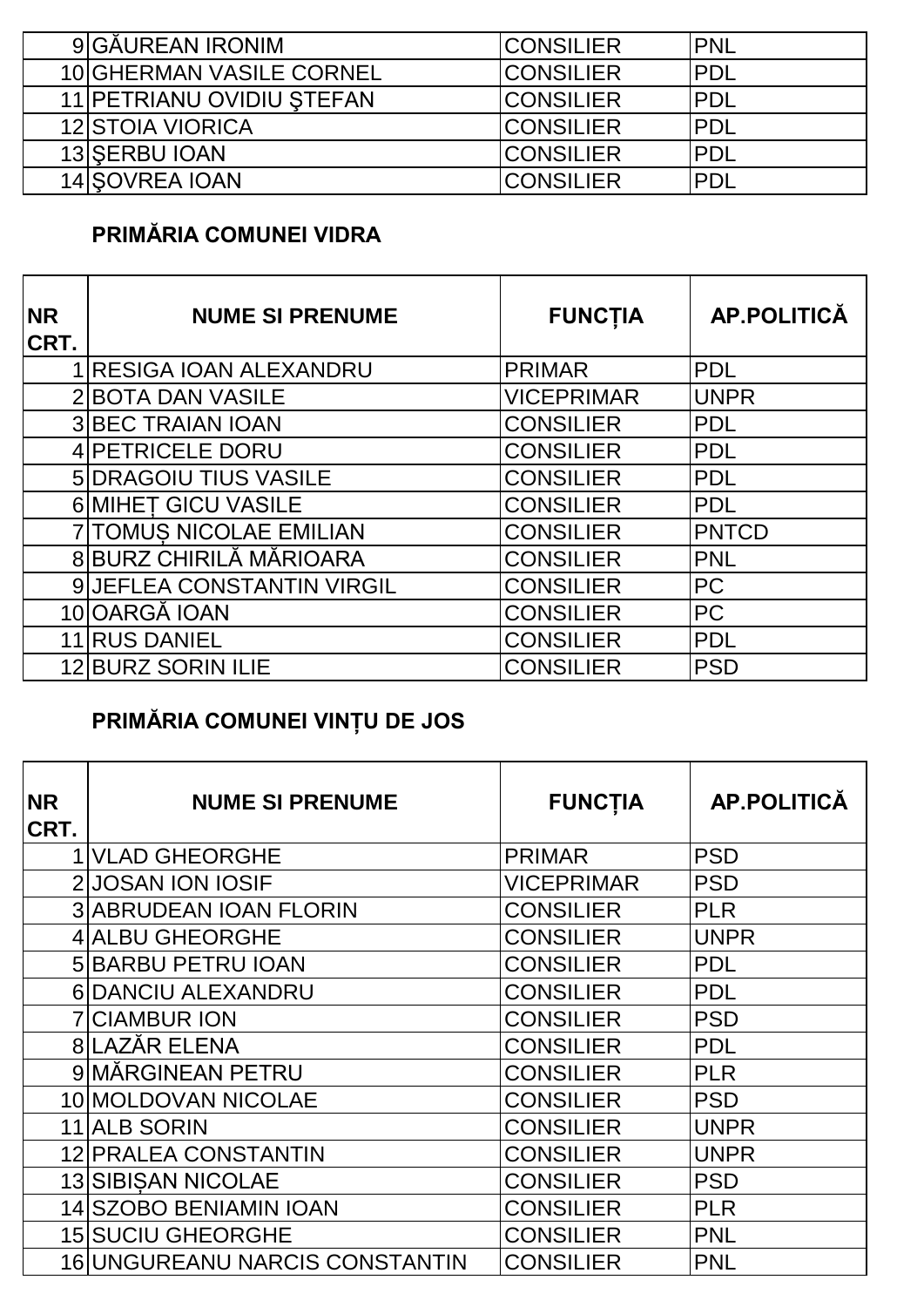| | | | |
|---|---|---|---|
| 9 | GĂUREAN IRONIM | CONSILIER | PNL |
| 10 | GHERMAN VASILE CORNEL | CONSILIER | PDL |
| 11 | PETRIANU OVIDIU ŞTEFAN | CONSILIER | PDL |
| 12 | STOIA VIORICA | CONSILIER | PDL |
| 13 | ŞERBU IOAN | CONSILIER | PDL |
| 14 | ŞOVREA IOAN | CONSILIER | PDL |

**PRIMĂRIA COMUNEI VIDRA**

| NR CRT. | NUME SI PRENUME | FUNCȚIA | AP.POLITICĂ |
|---|---|---|---|
| 1 | RESIGA IOAN ALEXANDRU | PRIMAR | PDL |
| 2 | BOTA DAN VASILE | VICEPRIMAR | UNPR |
| 3 | BEC TRAIAN IOAN | CONSILIER | PDL |
| 4 | PETRICELE DORU | CONSILIER | PDL |
| 5 | DRAGOIU TIUS VASILE | CONSILIER | PDL |
| 6 | MIHEȚ GICU VASILE | CONSILIER | PDL |
| 7 | TOMUȘ NICOLAE EMILIAN | CONSILIER | PNTCD |
| 8 | BURZ CHIRILĂ MĂRIOARA | CONSILIER | PNL |
| 9 | JEFLEA CONSTANTIN VIRGIL | CONSILIER | PC |
| 10 | OARGĂ IOAN | CONSILIER | PC |
| 11 | RUS DANIEL | CONSILIER | PDL |
| 12 | BURZ SORIN ILIE | CONSILIER | PSD |

**PRIMĂRIA COMUNEI VINȚU DE JOS**

| NR CRT. | NUME SI PRENUME | FUNCȚIA | AP.POLITICĂ |
|---|---|---|---|
| 1 | VLAD GHEORGHE | PRIMAR | PSD |
| 2 | JOSAN ION IOSIF | VICEPRIMAR | PSD |
| 3 | ABRUDEAN IOAN FLORIN | CONSILIER | PLR |
| 4 | ALBU GHEORGHE | CONSILIER | UNPR |
| 5 | BARBU PETRU IOAN | CONSILIER | PDL |
| 6 | DANCIU ALEXANDRU | CONSILIER | PDL |
| 7 | CIAMBUR ION | CONSILIER | PSD |
| 8 | LAZĂR ELENA | CONSILIER | PDL |
| 9 | MĂRGINEAN PETRU | CONSILIER | PLR |
| 10 | MOLDOVAN NICOLAE | CONSILIER | PSD |
| 11 | ALB SORIN | CONSILIER | UNPR |
| 12 | PRALEA CONSTANTIN | CONSILIER | UNPR |
| 13 | SIBIȘAN NICOLAE | CONSILIER | PSD |
| 14 | SZOBO BENIAMIN IOAN | CONSILIER | PLR |
| 15 | SUCIU GHEORGHE | CONSILIER | PNL |
| 16 | UNGUREANU NARCIS CONSTANTIN | CONSILIER | PNL |